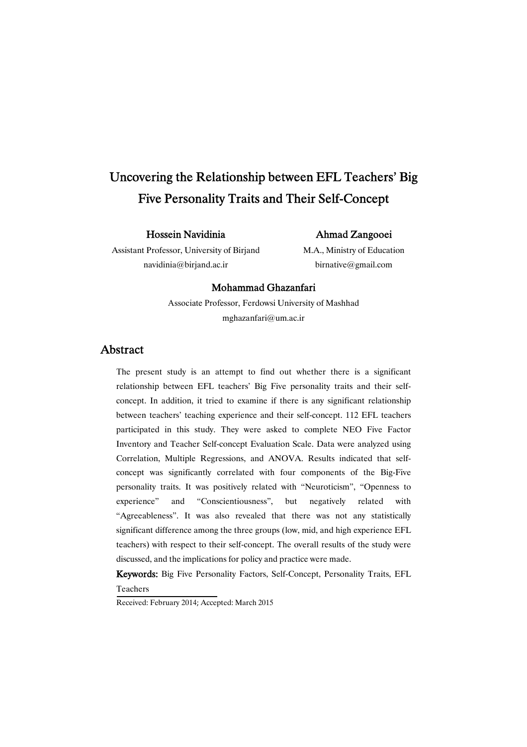# Uncovering the Relationship between EFL Teachers' Big Five Personality Traits and Their Self-Concept

**Hossein Navidinia**
Assistant Professor, University of Birjand
navidinia@birjand.ac.ir

**Ahmad Zangooei**
M.A., Ministry of Education
birnative@gmail.com

**Mohammad Ghazanfari**
Associate Professor, Ferdowsi University of Mashhad
mghazanfari@um.ac.ir

## Abstract

The present study is an attempt to find out whether there is a significant relationship between EFL teachers' Big Five personality traits and their self-concept. In addition, it tried to examine if there is any significant relationship between teachers' teaching experience and their self-concept. 112 EFL teachers participated in this study. They were asked to complete NEO Five Factor Inventory and Teacher Self-concept Evaluation Scale. Data were analyzed using Correlation, Multiple Regressions, and ANOVA. Results indicated that self-concept was significantly correlated with four components of the Big-Five personality traits. It was positively related with "Neuroticism", "Openness to experience" and "Conscientiousness", but negatively related with "Agreeableness". It was also revealed that there was not any statistically significant difference among the three groups (low, mid, and high experience EFL teachers) with respect to their self-concept. The overall results of the study were discussed, and the implications for policy and practice were made.

**Keywords:** Big Five Personality Factors, Self-Concept, Personality Traits, EFL Teachers

Received: February 2014; Accepted: March 2015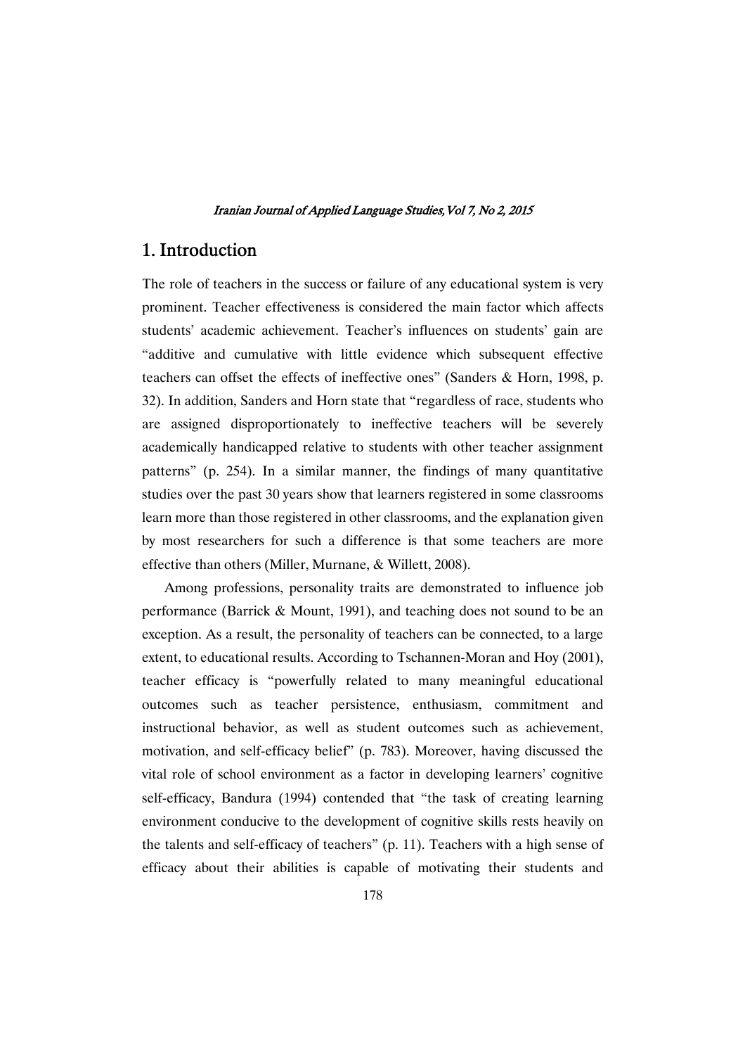## 1. Introduction

The role of teachers in the success or failure of any educational system is very prominent. Teacher effectiveness is considered the main factor which affects students' academic achievement. Teacher's influences on students' gain are "additive and cumulative with little evidence which subsequent effective teachers can offset the effects of ineffective ones" (Sanders & Horn, 1998, p. 32). In addition, Sanders and Horn state that "regardless of race, students who are assigned disproportionately to ineffective teachers will be severely academically handicapped relative to students with other teacher assignment patterns" (p. 254). In a similar manner, the findings of many quantitative studies over the past 30 years show that learners registered in some classrooms learn more than those registered in other classrooms, and the explanation given by most researchers for such a difference is that some teachers are more effective than others (Miller, Murnane, & Willett, 2008).

Among professions, personality traits are demonstrated to influence job performance (Barrick & Mount, 1991), and teaching does not sound to be an exception. As a result, the personality of teachers can be connected, to a large extent, to educational results. According to Tschannen-Moran and Hoy (2001), teacher efficacy is "powerfully related to many meaningful educational outcomes such as teacher persistence, enthusiasm, commitment and instructional behavior, as well as student outcomes such as achievement, motivation, and self-efficacy belief" (p. 783). Moreover, having discussed the vital role of school environment as a factor in developing learners' cognitive self-efficacy, Bandura (1994) contended that "the task of creating learning environment conducive to the development of cognitive skills rests heavily on the talents and self-efficacy of teachers" (p. 11). Teachers with a high sense of efficacy about their abilities is capable of motivating their students and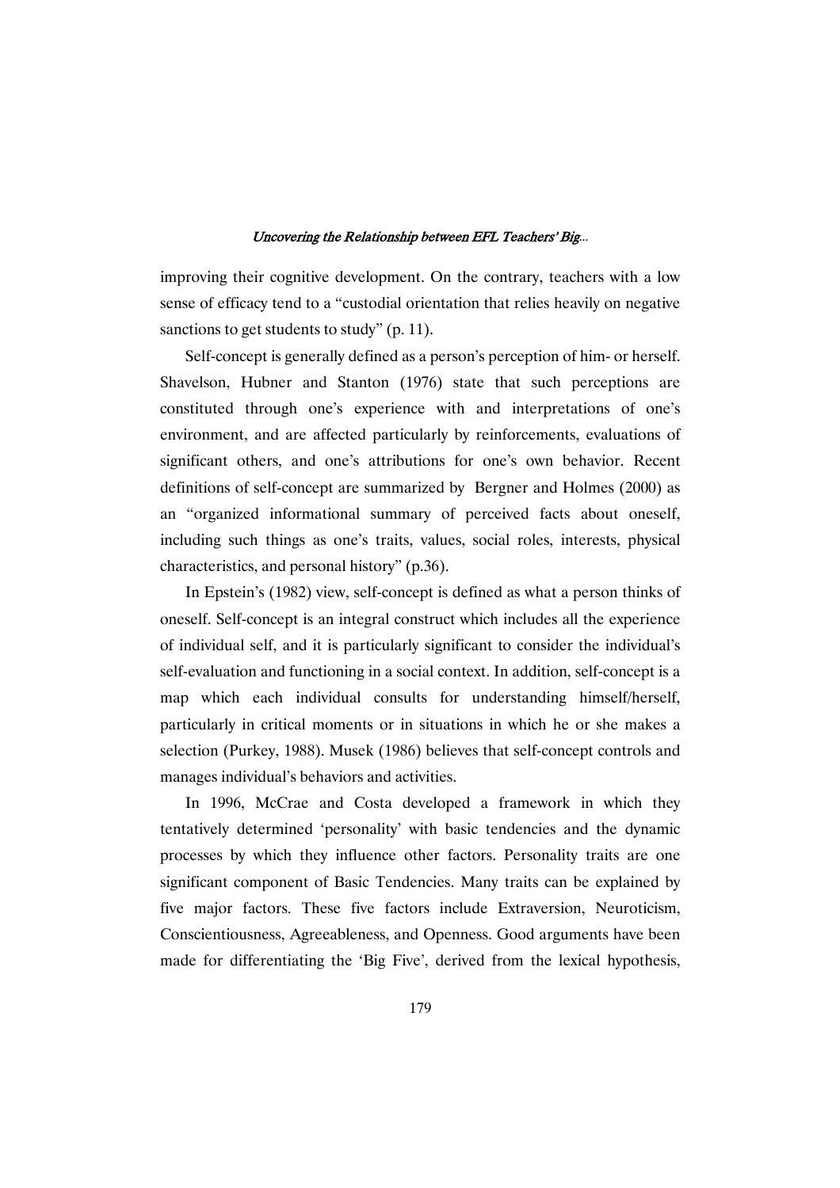improving their cognitive development. On the contrary, teachers with a low sense of efficacy tend to a "custodial orientation that relies heavily on negative sanctions to get students to study" (p. 11).

Self-concept is generally defined as a person's perception of him- or herself. Shavelson, Hubner and Stanton (1976) state that such perceptions are constituted through one's experience with and interpretations of one's environment, and are affected particularly by reinforcements, evaluations of significant others, and one's attributions for one's own behavior. Recent definitions of self-concept are summarized by Bergner and Holmes (2000) as an "organized informational summary of perceived facts about oneself, including such things as one's traits, values, social roles, interests, physical characteristics, and personal history" (p.36).

In Epstein's (1982) view, self-concept is defined as what a person thinks of oneself. Self-concept is an integral construct which includes all the experience of individual self, and it is particularly significant to consider the individual's self-evaluation and functioning in a social context. In addition, self-concept is a map which each individual consults for understanding himself/herself, particularly in critical moments or in situations in which he or she makes a selection (Purkey, 1988). Musek (1986) believes that self-concept controls and manages individual's behaviors and activities.

In 1996, McCrae and Costa developed a framework in which they tentatively determined 'personality' with basic tendencies and the dynamic processes by which they influence other factors. Personality traits are one significant component of Basic Tendencies. Many traits can be explained by five major factors. These five factors include Extraversion, Neuroticism, Conscientiousness, Agreeableness, and Openness. Good arguments have been made for differentiating the 'Big Five', derived from the lexical hypothesis,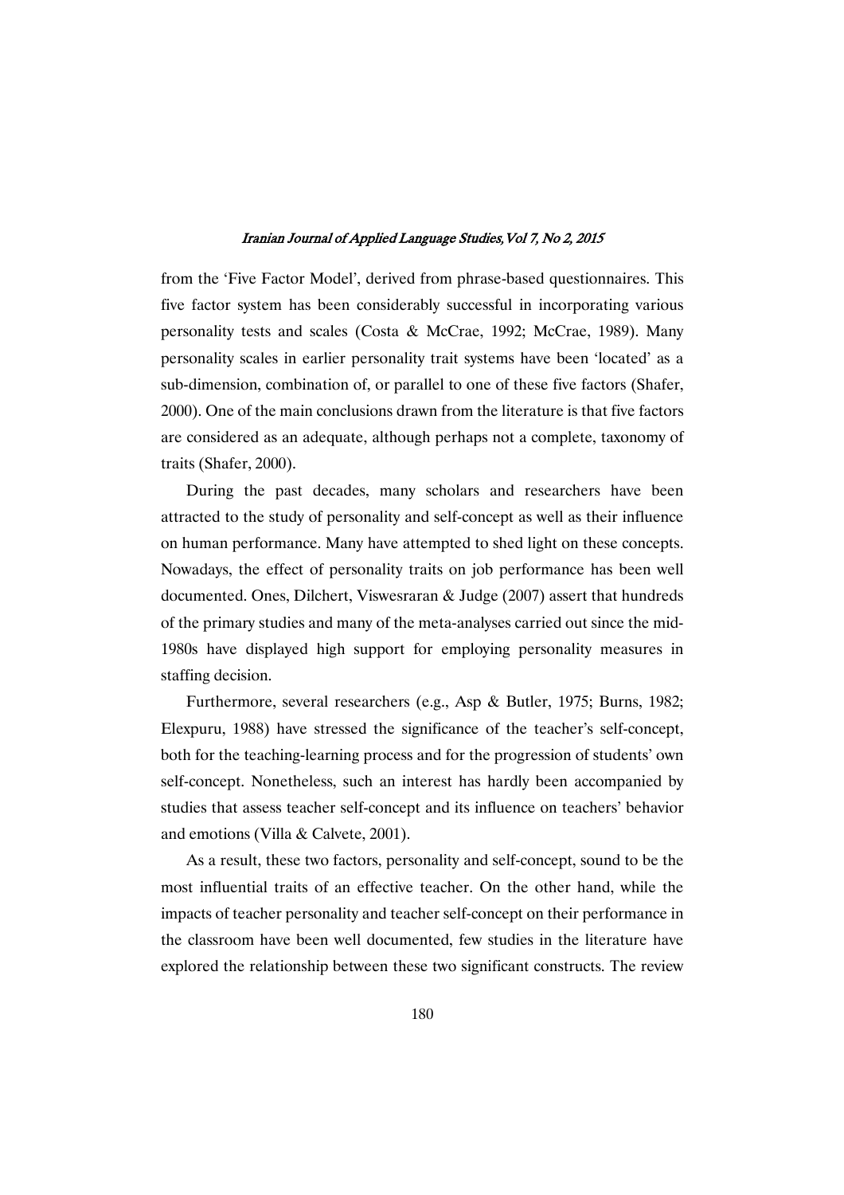from the 'Five Factor Model', derived from phrase-based questionnaires. This five factor system has been considerably successful in incorporating various personality tests and scales (Costa & McCrae, 1992; McCrae, 1989). Many personality scales in earlier personality trait systems have been 'located' as a sub-dimension, combination of, or parallel to one of these five factors (Shafer, 2000). One of the main conclusions drawn from the literature is that five factors are considered as an adequate, although perhaps not a complete, taxonomy of traits (Shafer, 2000).

During the past decades, many scholars and researchers have been attracted to the study of personality and self-concept as well as their influence on human performance. Many have attempted to shed light on these concepts. Nowadays, the effect of personality traits on job performance has been well documented. Ones, Dilchert, Viswesraran & Judge (2007) assert that hundreds of the primary studies and many of the meta-analyses carried out since the mid-1980s have displayed high support for employing personality measures in staffing decision.

Furthermore, several researchers (e.g., Asp & Butler, 1975; Burns, 1982; Elexpuru, 1988) have stressed the significance of the teacher's self-concept, both for the teaching-learning process and for the progression of students' own self-concept. Nonetheless, such an interest has hardly been accompanied by studies that assess teacher self-concept and its influence on teachers' behavior and emotions (Villa & Calvete, 2001).

As a result, these two factors, personality and self-concept, sound to be the most influential traits of an effective teacher. On the other hand, while the impacts of teacher personality and teacher self-concept on their performance in the classroom have been well documented, few studies in the literature have explored the relationship between these two significant constructs. The review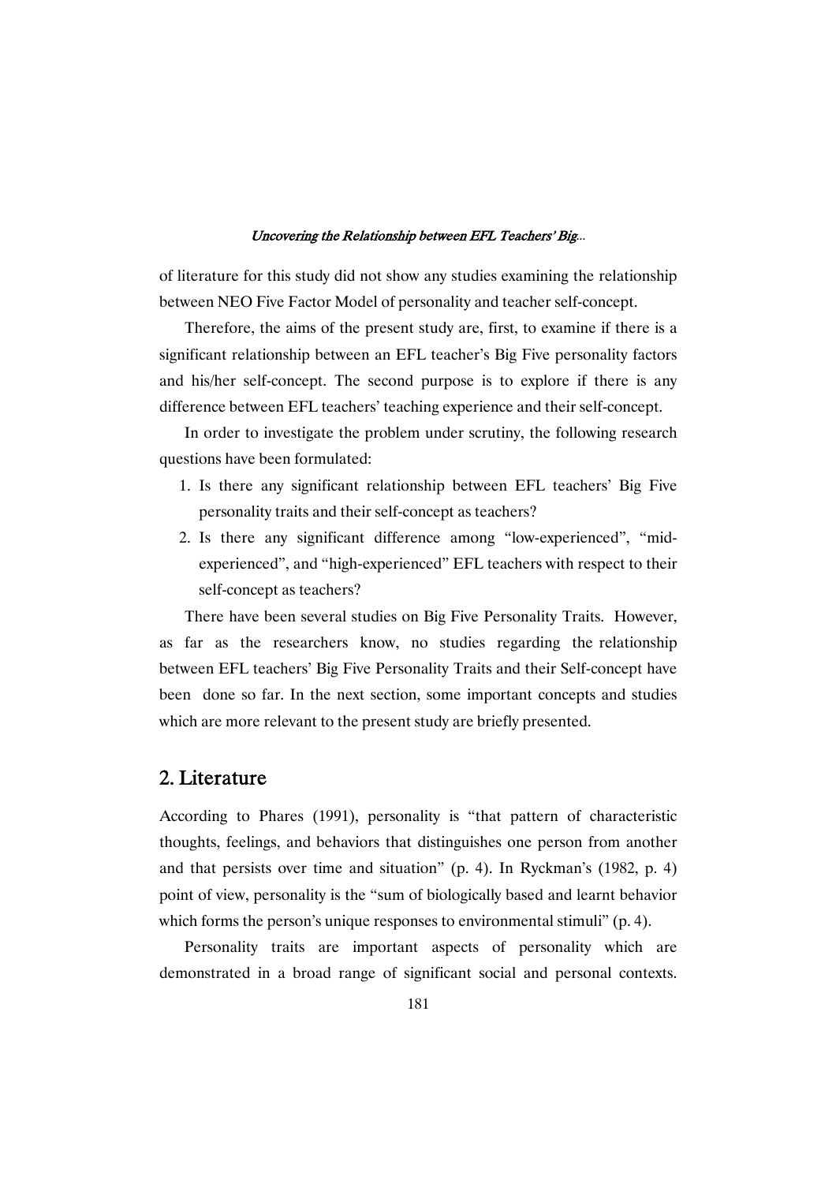of literature for this study did not show any studies examining the relationship between NEO Five Factor Model of personality and teacher self-concept.

Therefore, the aims of the present study are, first, to examine if there is a significant relationship between an EFL teacher's Big Five personality factors and his/her self-concept. The second purpose is to explore if there is any difference between EFL teachers' teaching experience and their self-concept.

In order to investigate the problem under scrutiny, the following research questions have been formulated:

1. Is there any significant relationship between EFL teachers' Big Five personality traits and their self-concept as teachers?
2. Is there any significant difference among "low-experienced", "mid-experienced", and "high-experienced" EFL teachers with respect to their self-concept as teachers?

There have been several studies on Big Five Personality Traits. However, as far as the researchers know, no studies regarding the relationship between EFL teachers' Big Five Personality Traits and their Self-concept have been done so far. In the next section, some important concepts and studies which are more relevant to the present study are briefly presented.

## 2. Literature

According to Phares (1991), personality is "that pattern of characteristic thoughts, feelings, and behaviors that distinguishes one person from another and that persists over time and situation" (p. 4). In Ryckman's (1982, p. 4) point of view, personality is the "sum of biologically based and learnt behavior which forms the person's unique responses to environmental stimuli" (p. 4).

Personality traits are important aspects of personality which are demonstrated in a broad range of significant social and personal contexts.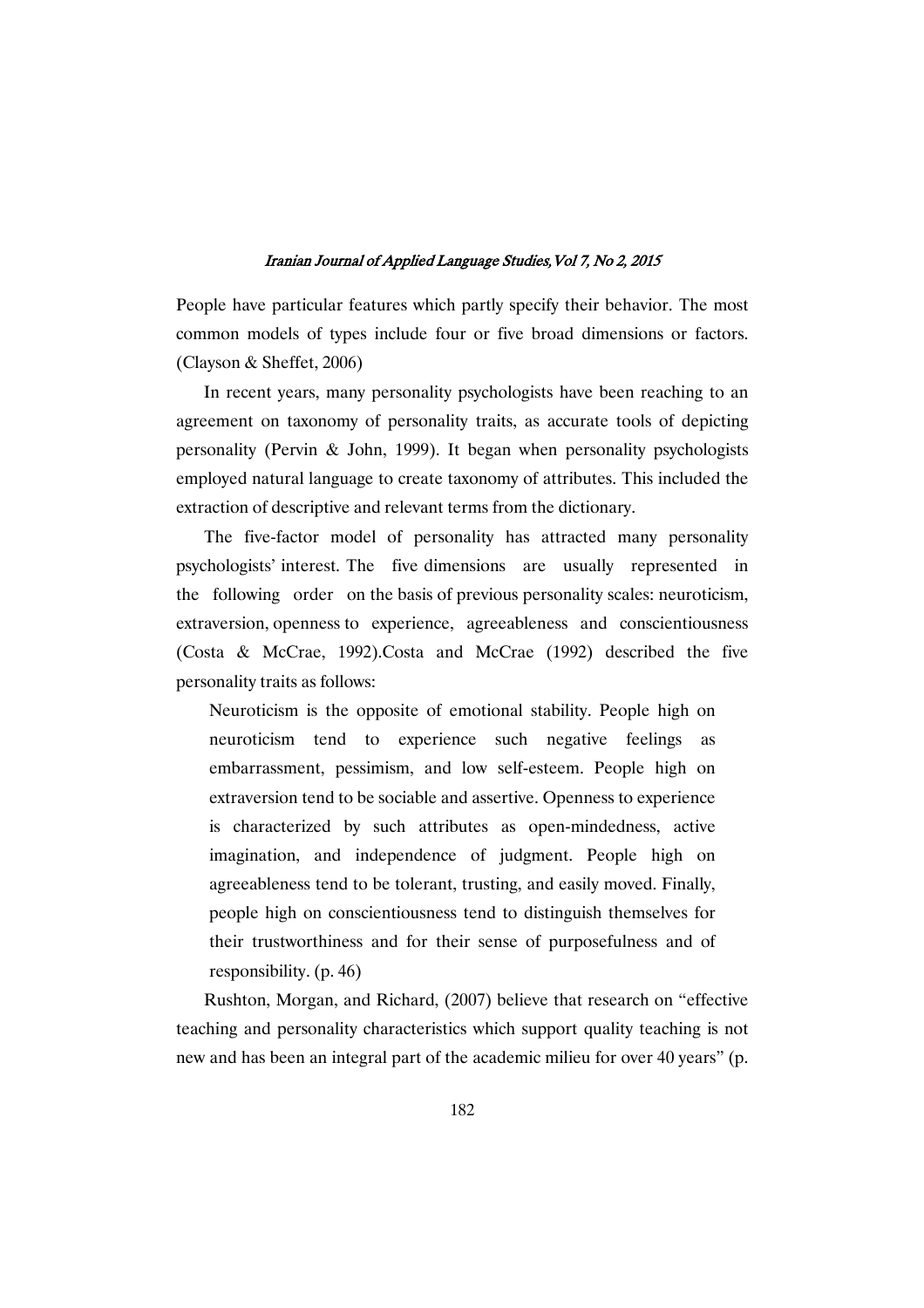People have particular features which partly specify their behavior. The most common models of types include four or five broad dimensions or factors. (Clayson & Sheffet, 2006)

In recent years, many personality psychologists have been reaching to an agreement on taxonomy of personality traits, as accurate tools of depicting personality (Pervin & John, 1999). It began when personality psychologists employed natural language to create taxonomy of attributes. This included the extraction of descriptive and relevant terms from the dictionary.

The five-factor model of personality has attracted many personality psychologists' interest. The five dimensions are usually represented in the following order on the basis of previous personality scales: neuroticism, extraversion, openness to experience, agreeableness and conscientiousness (Costa & McCrae, 1992).Costa and McCrae (1992) described the five personality traits as follows:

> Neuroticism is the opposite of emotional stability. People high on neuroticism tend to experience such negative feelings as embarrassment, pessimism, and low self-esteem. People high on extraversion tend to be sociable and assertive. Openness to experience is characterized by such attributes as open-mindedness, active imagination, and independence of judgment. People high on agreeableness tend to be tolerant, trusting, and easily moved. Finally, people high on conscientiousness tend to distinguish themselves for their trustworthiness and for their sense of purposefulness and of responsibility. (p. 46)

Rushton, Morgan, and Richard, (2007) believe that research on "effective teaching and personality characteristics which support quality teaching is not new and has been an integral part of the academic milieu for over 40 years" (p.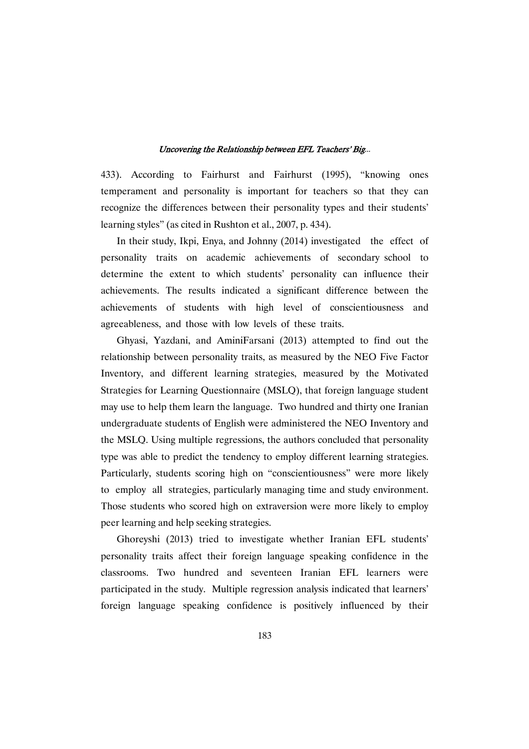433). According to Fairhurst and Fairhurst (1995), "knowing ones temperament and personality is important for teachers so that they can recognize the differences between their personality types and their students' learning styles" (as cited in Rushton et al., 2007, p. 434).

In their study, Ikpi, Enya, and Johnny (2014) investigated the effect of personality traits on academic achievements of secondary school to determine the extent to which students' personality can influence their achievements. The results indicated a significant difference between the achievements of students with high level of conscientiousness and agreeableness, and those with low levels of these traits.

Ghyasi, Yazdani, and AminiFarsani (2013) attempted to find out the relationship between personality traits, as measured by the NEO Five Factor Inventory, and different learning strategies, measured by the Motivated Strategies for Learning Questionnaire (MSLQ), that foreign language student may use to help them learn the language. Two hundred and thirty one Iranian undergraduate students of English were administered the NEO Inventory and the MSLQ. Using multiple regressions, the authors concluded that personality type was able to predict the tendency to employ different learning strategies. Particularly, students scoring high on "conscientiousness" were more likely to employ all strategies, particularly managing time and study environment. Those students who scored high on extraversion were more likely to employ peer learning and help seeking strategies.

Ghoreyshi (2013) tried to investigate whether Iranian EFL students' personality traits affect their foreign language speaking confidence in the classrooms. Two hundred and seventeen Iranian EFL learners were participated in the study. Multiple regression analysis indicated that learners' foreign language speaking confidence is positively influenced by their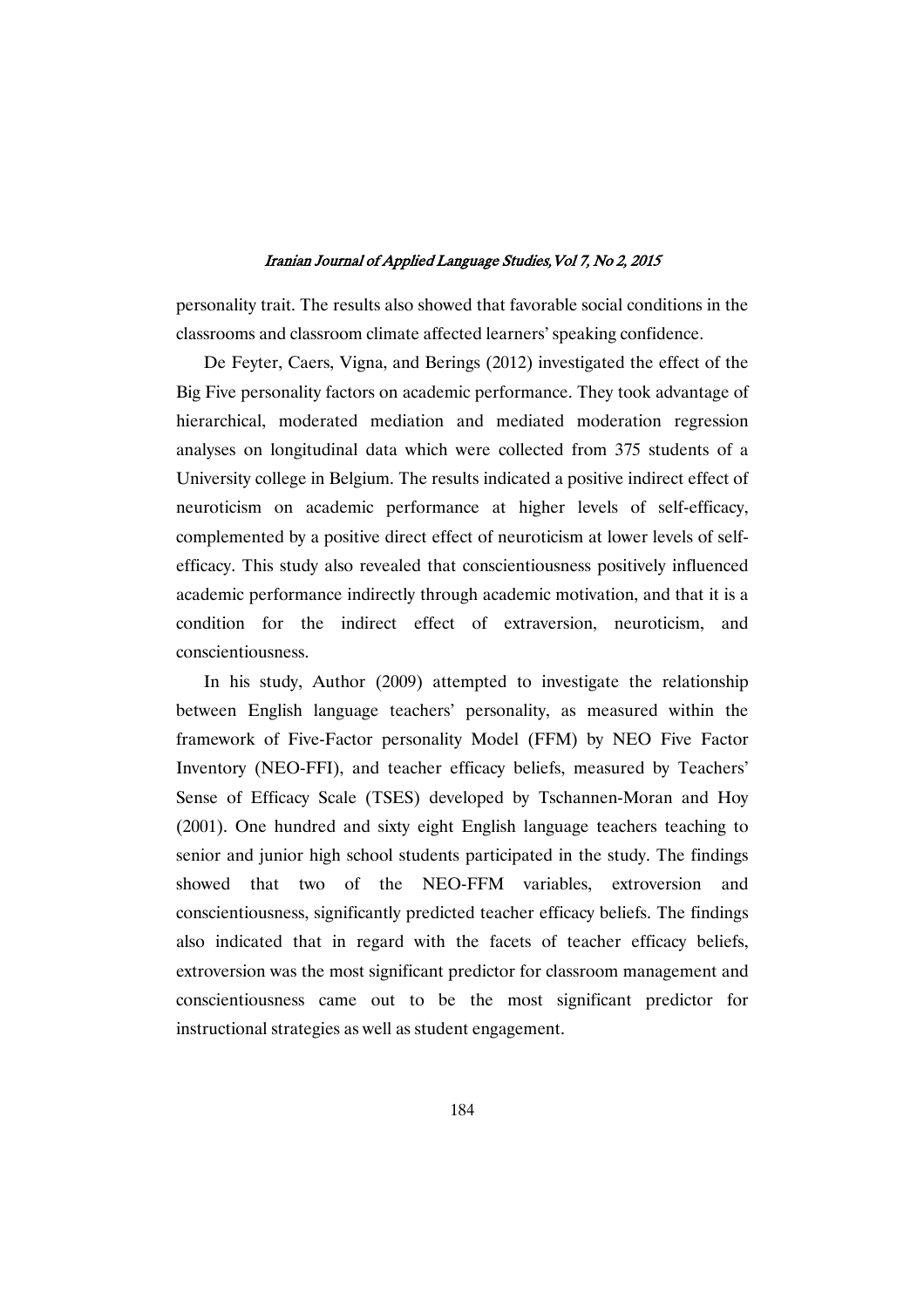personality trait. The results also showed that favorable social conditions in the classrooms and classroom climate affected learners' speaking confidence.

De Feyter, Caers, Vigna, and Berings (2012) investigated the effect of the Big Five personality factors on academic performance. They took advantage of hierarchical, moderated mediation and mediated moderation regression analyses on longitudinal data which were collected from 375 students of a University college in Belgium. The results indicated a positive indirect effect of neuroticism on academic performance at higher levels of self-efficacy, complemented by a positive direct effect of neuroticism at lower levels of self-efficacy. This study also revealed that conscientiousness positively influenced academic performance indirectly through academic motivation, and that it is a condition for the indirect effect of extraversion, neuroticism, and conscientiousness.

In his study, Author (2009) attempted to investigate the relationship between English language teachers' personality, as measured within the framework of Five-Factor personality Model (FFM) by NEO Five Factor Inventory (NEO-FFI), and teacher efficacy beliefs, measured by Teachers' Sense of Efficacy Scale (TSES) developed by Tschannen-Moran and Hoy (2001). One hundred and sixty eight English language teachers teaching to senior and junior high school students participated in the study. The findings showed that two of the NEO-FFM variables, extroversion and conscientiousness, significantly predicted teacher efficacy beliefs. The findings also indicated that in regard with the facets of teacher efficacy beliefs, extroversion was the most significant predictor for classroom management and conscientiousness came out to be the most significant predictor for instructional strategies as well as student engagement.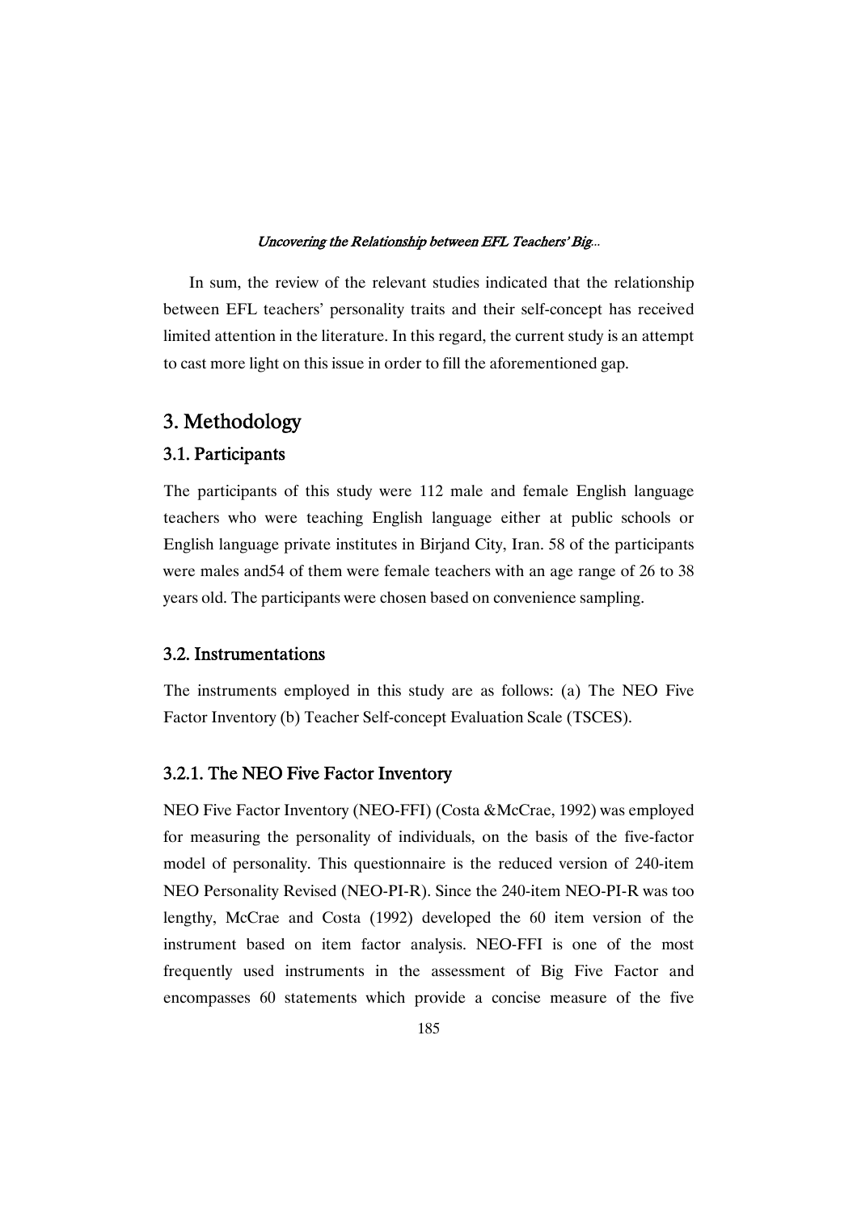In sum, the review of the relevant studies indicated that the relationship between EFL teachers' personality traits and their self-concept has received limited attention in the literature. In this regard, the current study is an attempt to cast more light on this issue in order to fill the aforementioned gap.

# 3. Methodology

## 3.1. Participants

The participants of this study were 112 male and female English language teachers who were teaching English language either at public schools or English language private institutes in Birjand City, Iran. 58 of the participants were males and54 of them were female teachers with an age range of 26 to 38 years old. The participants were chosen based on convenience sampling.

## 3.2. Instrumentations

The instruments employed in this study are as follows: (a) The NEO Five Factor Inventory (b) Teacher Self-concept Evaluation Scale (TSCES).

### 3.2.1. The NEO Five Factor Inventory

NEO Five Factor Inventory (NEO-FFI) (Costa &McCrae, 1992) was employed for measuring the personality of individuals, on the basis of the five-factor model of personality. This questionnaire is the reduced version of 240-item NEO Personality Revised (NEO-PI-R). Since the 240-item NEO-PI-R was too lengthy, McCrae and Costa (1992) developed the 60 item version of the instrument based on item factor analysis. NEO-FFI is one of the most frequently used instruments in the assessment of Big Five Factor and encompasses 60 statements which provide a concise measure of the five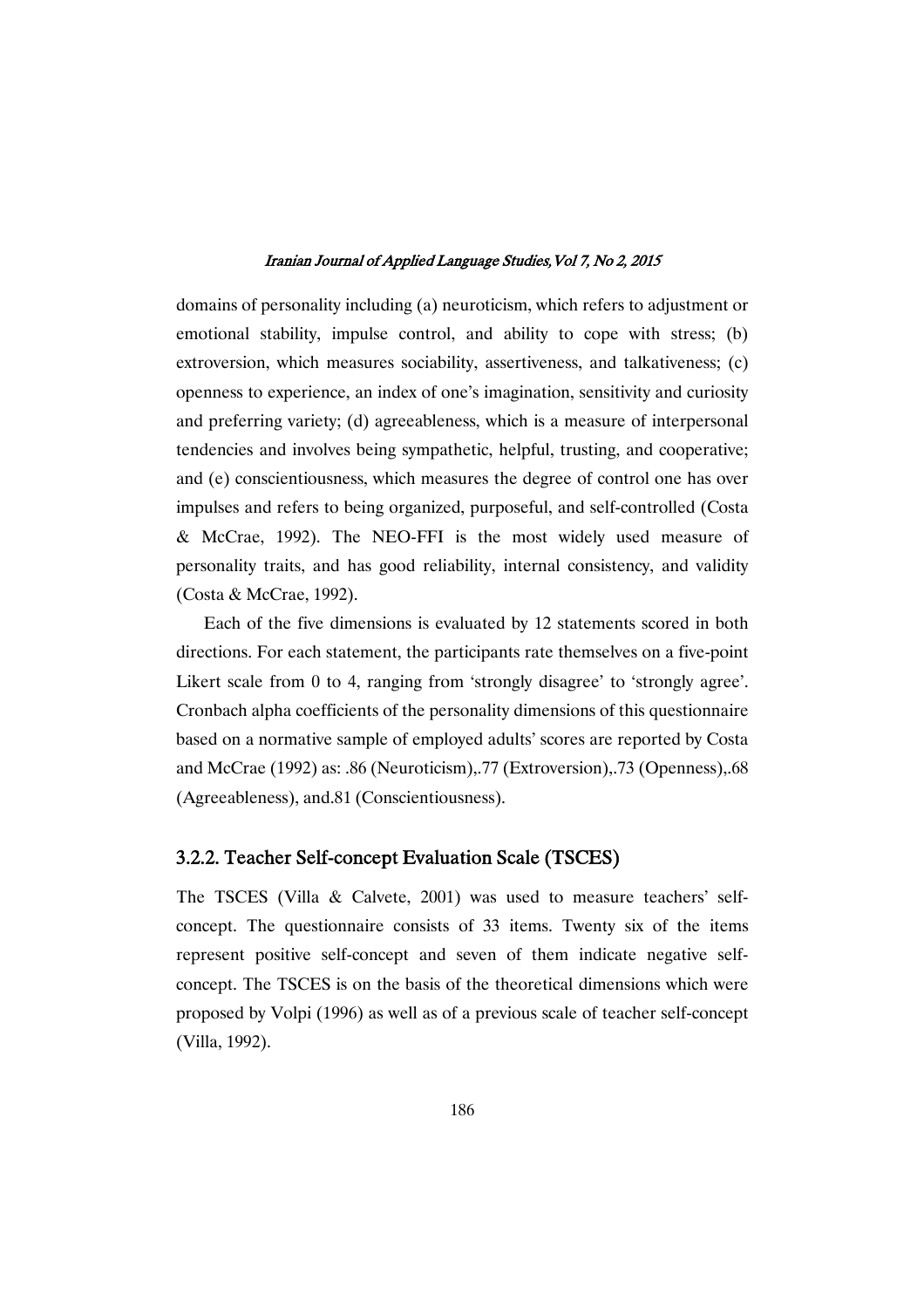domains of personality including (a) neuroticism, which refers to adjustment or emotional stability, impulse control, and ability to cope with stress; (b) extroversion, which measures sociability, assertiveness, and talkativeness; (c) openness to experience, an index of one's imagination, sensitivity and curiosity and preferring variety; (d) agreeableness, which is a measure of interpersonal tendencies and involves being sympathetic, helpful, trusting, and cooperative; and (e) conscientiousness, which measures the degree of control one has over impulses and refers to being organized, purposeful, and self-controlled (Costa & McCrae, 1992). The NEO-FFI is the most widely used measure of personality traits, and has good reliability, internal consistency, and validity (Costa & McCrae, 1992).

Each of the five dimensions is evaluated by 12 statements scored in both directions. For each statement, the participants rate themselves on a five-point Likert scale from 0 to 4, ranging from 'strongly disagree' to 'strongly agree'. Cronbach alpha coefficients of the personality dimensions of this questionnaire based on a normative sample of employed adults' scores are reported by Costa and McCrae (1992) as: .86 (Neuroticism),.77 (Extroversion),.73 (Openness),.68 (Agreeableness), and.81 (Conscientiousness).

### 3.2.2. Teacher Self-concept Evaluation Scale (TSCES)

The TSCES (Villa & Calvete, 2001) was used to measure teachers' self-concept. The questionnaire consists of 33 items. Twenty six of the items represent positive self-concept and seven of them indicate negative self-concept. The TSCES is on the basis of the theoretical dimensions which were proposed by Volpi (1996) as well as of a previous scale of teacher self-concept (Villa, 1992).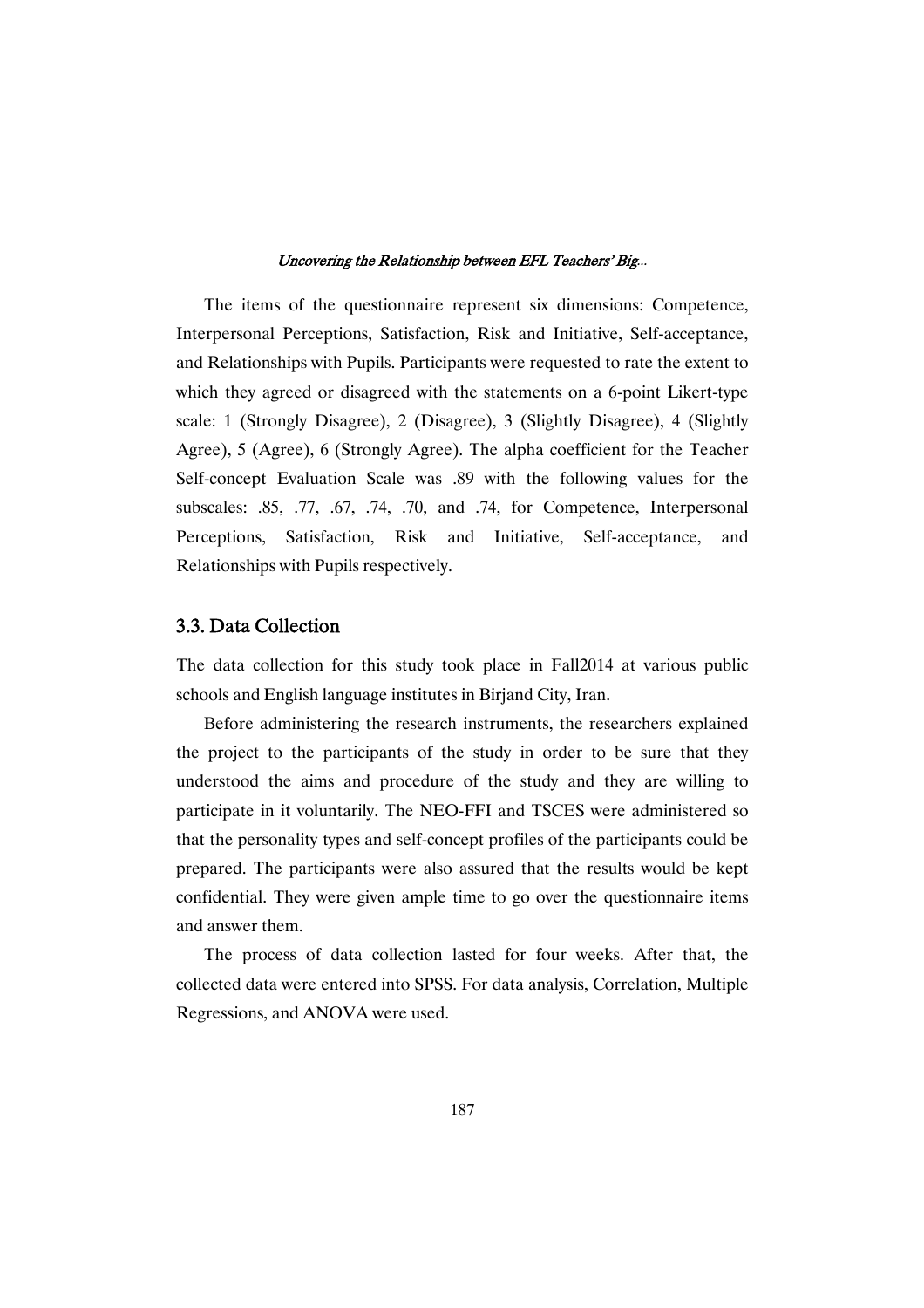The items of the questionnaire represent six dimensions: Competence, Interpersonal Perceptions, Satisfaction, Risk and Initiative, Self-acceptance, and Relationships with Pupils. Participants were requested to rate the extent to which they agreed or disagreed with the statements on a 6-point Likert-type scale: 1 (Strongly Disagree), 2 (Disagree), 3 (Slightly Disagree), 4 (Slightly Agree), 5 (Agree), 6 (Strongly Agree). The alpha coefficient for the Teacher Self-concept Evaluation Scale was .89 with the following values for the subscales: .85, .77, .67, .74, .70, and .74, for Competence, Interpersonal Perceptions, Satisfaction, Risk and Initiative, Self-acceptance, and Relationships with Pupils respectively.

### 3.3. Data Collection

The data collection for this study took place in Fall2014 at various public schools and English language institutes in Birjand City, Iran.

Before administering the research instruments, the researchers explained the project to the participants of the study in order to be sure that they understood the aims and procedure of the study and they are willing to participate in it voluntarily. The NEO-FFI and TSCES were administered so that the personality types and self-concept profiles of the participants could be prepared. The participants were also assured that the results would be kept confidential. They were given ample time to go over the questionnaire items and answer them.

The process of data collection lasted for four weeks. After that, the collected data were entered into SPSS. For data analysis, Correlation, Multiple Regressions, and ANOVA were used.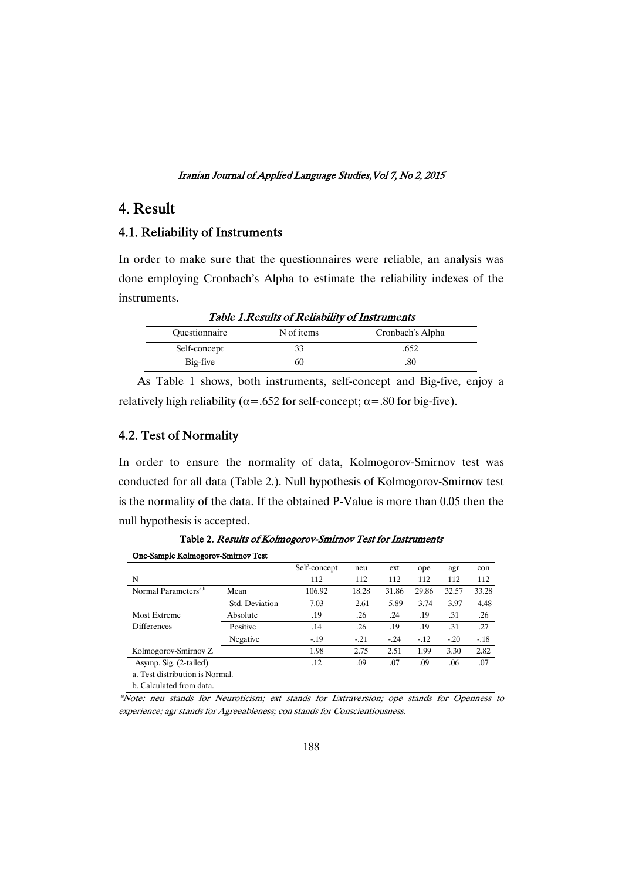# 4. Result

## 4.1. Reliability of Instruments

In order to make sure that the questionnaires were reliable, an analysis was done employing Cronbach's Alpha to estimate the reliability indexes of the instruments.

*Table 1.Results of Reliability of Instruments*

| Questionnaire | N of items | Cronbach's Alpha |
|---|---|---|
| Self-concept | 33 | .652 |
| Big-five | 60 | .80 |

As Table 1 shows, both instruments, self-concept and Big-five, enjoy a relatively high reliability ($\alpha$=.652 for self-concept; $\alpha$=.80 for big-five).

## 4.2. Test of Normality

In order to ensure the normality of data, Kolmogorov-Smirnov test was conducted for all data (Table 2.). Null hypothesis of Kolmogorov-Smirnov test is the normality of the data. If the obtained P-Value is more than 0.05 then the null hypothesis is accepted.

Table 2. *Results of Kolmogorov-Smirnov Test for Instruments*

| One-Sample Kolmogorov-Smirnov Test | | | | | | | | |
|---|---|---|---|---|---|---|---|---|
| | | Self-concept | neu | ext | ope | agr | con |
| N | | 112 | 112 | 112 | 112 | 112 | 112 |
| Normal Parameters[a,b] | Mean | 106.92 | 18.28 | 31.86 | 29.86 | 32.57 | 33.28 |
| | Std. Deviation | 7.03 | 2.61 | 5.89 | 3.74 | 3.97 | 4.48 |
| Most Extreme Differences | Absolute | .19 | .26 | .24 | .19 | .31 | .26 |
| | Positive | .14 | .26 | .19 | .19 | .31 | .27 |
| | Negative | -.19 | -.21 | -.24 | -.12 | -.20 | -.18 |
| Kolmogorov-Smirnov Z | | 1.98 | 2.75 | 2.51 | 1.99 | 3.30 | 2.82 |
| Asymp. Sig. (2-tailed) | | .12 | .09 | .07 | .09 | .06 | .07 |

a. Test distribution is Normal.

b. Calculated from data.

*\*Note: neu stands for Neuroticism; ext stands for Extraversion; ope stands for Openness to experience; agr stands for Agreeableness; con stands for Conscientiousness.*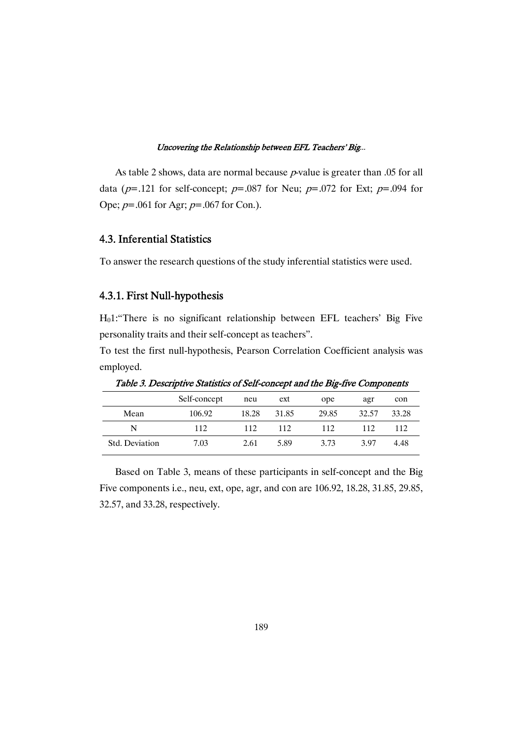As table 2 shows, data are normal because *p*-value is greater than .05 for all data (*p*=.121 for self-concept; *p*=.087 for Neu; *p*=.072 for Ext; *p*=.094 for Ope; *p*=.061 for Agr; *p*=.067 for Con.).

### 4.3. Inferential Statistics

To answer the research questions of the study inferential statistics were used.

#### 4.3.1. First Null-hypothesis

$H_0$1:"There is no significant relationship between EFL teachers' Big Five personality traits and their self-concept as teachers".

To test the first null-hypothesis, Pearson Correlation Coefficient analysis was employed.

*Table 3. Descriptive Statistics of Self-concept and the Big-five Components*

| | Self-concept | neu | ext | ope | agr | con |
|---|---|---|---|---|---|---|
| Mean | 106.92 | 18.28 | 31.85 | 29.85 | 32.57 | 33.28 |
| N | 112 | 112 | 112 | 112 | 112 | 112 |
| Std. Deviation | 7.03 | 2.61 | 5.89 | 3.73 | 3.97 | 4.48 |

Based on Table 3, means of these participants in self-concept and the Big Five components i.e., neu, ext, ope, agr, and con are 106.92, 18.28, 31.85, 29.85, 32.57, and 33.28, respectively.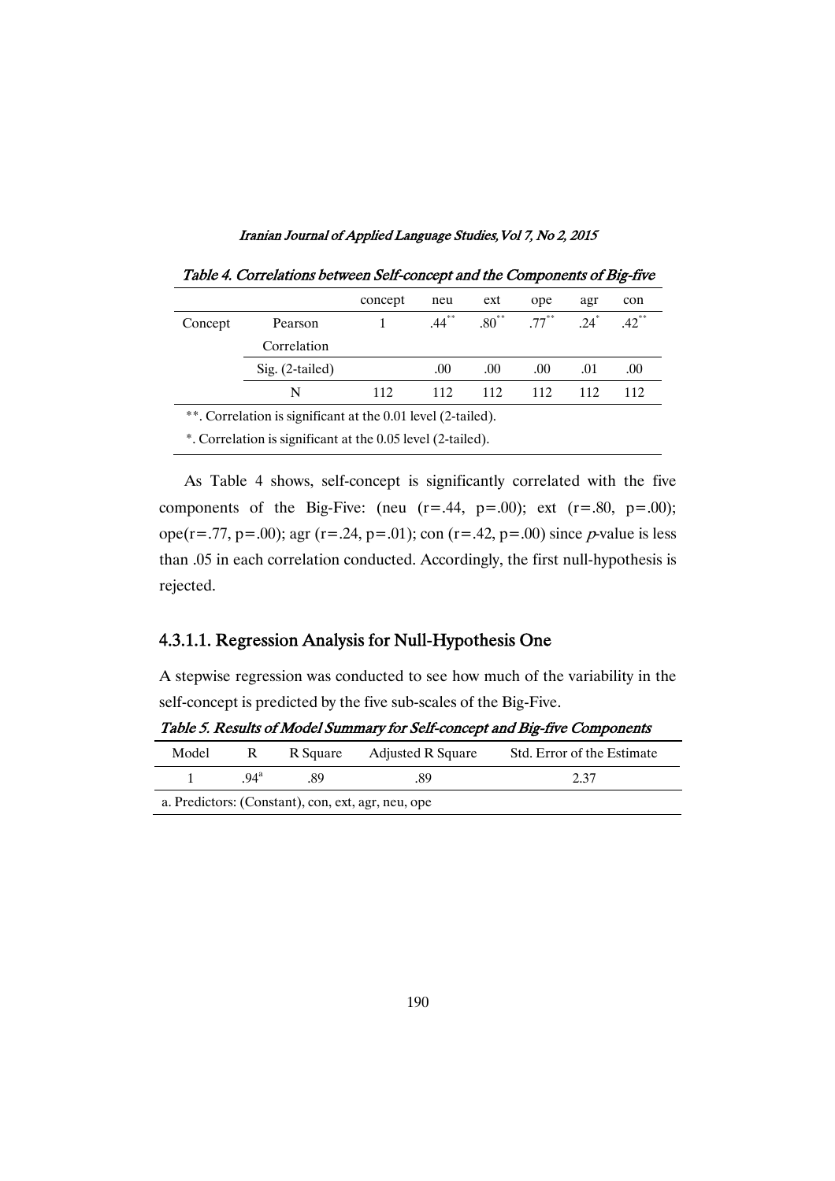*Table 4. Correlations between Self-concept and the Components of Big-five*

| | | concept | neu | ext | ope | agr | con |
|---|---|---|---|---|---|---|---|
| Concept | Pearson Correlation | 1 | .44** | .80** | .77** | .24* | .42** |
| | Sig. (2-tailed) | | .00 | .00 | .00 | .01 | .00 |
| | N | 112 | 112 | 112 | 112 | 112 | 112 |

**. Correlation is significant at the 0.01 level (2-tailed).

*. Correlation is significant at the 0.05 level (2-tailed).

As Table 4 shows, self-concept is significantly correlated with the five components of the Big-Five: (neu (r=.44, p=.00); ext (r=.80, p=.00); ope(r=.77, p=.00); agr (r=.24, p=.01); con (r=.42, p=.00) since *p*-value is less than .05 in each correlation conducted. Accordingly, the first null-hypothesis is rejected.

#### 4.3.1.1. Regression Analysis for Null-Hypothesis One

A stepwise regression was conducted to see how much of the variability in the self-concept is predicted by the five sub-scales of the Big-Five.

*Table 5. Results of Model Summary for Self-concept and Big-five Components*

| Model | R | R Square | Adjusted R Square | Std. Error of the Estimate |
|---|---|---|---|---|
| 1 | .94[a] | .89 | .89 | 2.37 |

a. Predictors: (Constant), con, ext, agr, neu, ope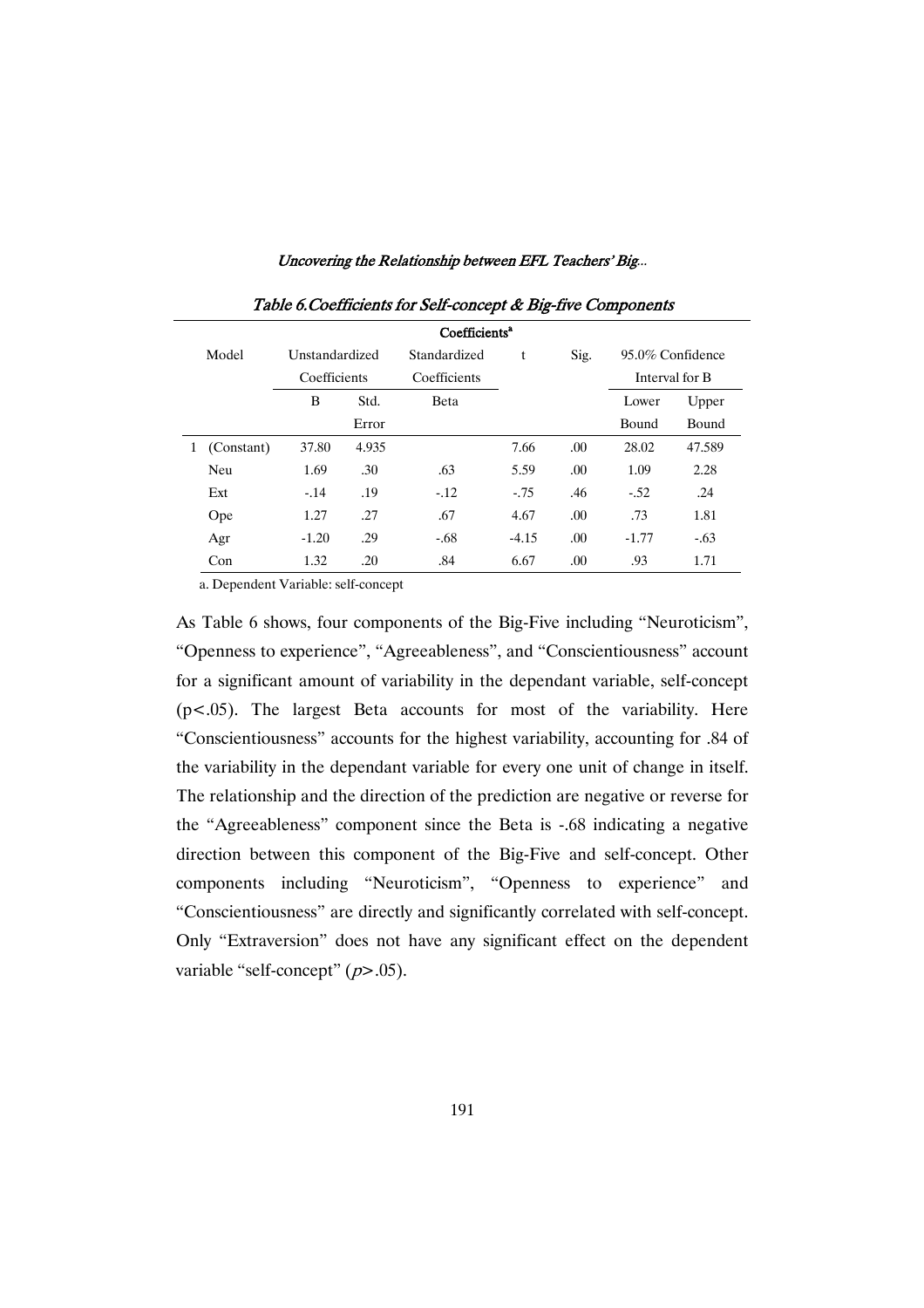*Table 6.Coefficients for Self-concept & Big-five Components*

| Coefficients[a] | | | | | | | | |
|---|---|---|---|---|---|---|---|---|
| Model | Unstandardized Coefficients | | Standardized Coefficients | t | Sig. | 95.0% Confidence Interval for B | |
| | B | Std. Error | Beta | | | Lower Bound | Upper Bound |
| 1 (Constant) | 37.80 | 4.935 | | 7.66 | .00 | 28.02 | 47.589 |
| Neu | 1.69 | .30 | .63 | 5.59 | .00 | 1.09 | 2.28 |
| Ext | -.14 | .19 | -.12 | -.75 | .46 | -.52 | .24 |
| Ope | 1.27 | .27 | .67 | 4.67 | .00 | .73 | 1.81 |
| Agr | -1.20 | .29 | -.68 | -4.15 | .00 | -1.77 | -.63 |
| Con | 1.32 | .20 | .84 | 6.67 | .00 | .93 | 1.71 |

a. Dependent Variable: self-concept

As Table 6 shows, four components of the Big-Five including "Neuroticism", "Openness to experience", "Agreeableness", and "Conscientiousness" account for a significant amount of variability in the dependant variable, self-concept ($p<.05$). The largest Beta accounts for most of the variability. Here "Conscientiousness" accounts for the highest variability, accounting for .84 of the variability in the dependant variable for every one unit of change in itself. The relationship and the direction of the prediction are negative or reverse for the "Agreeableness" component since the Beta is -.68 indicating a negative direction between this component of the Big-Five and self-concept. Other components including "Neuroticism", "Openness to experience" and "Conscientiousness" are directly and significantly correlated with self-concept. Only "Extraversion" does not have any significant effect on the dependent variable "self-concept" ($p>.05$).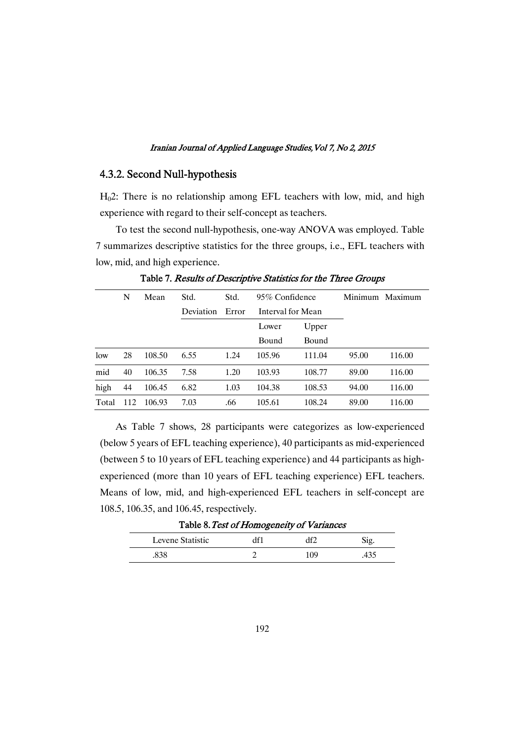### 4.3.2. Second Null-hypothesis

$H_02$: There is no relationship among EFL teachers with low, mid, and high experience with regard to their self-concept as teachers.

To test the second null-hypothesis, one-way ANOVA was employed. Table 7 summarizes descriptive statistics for the three groups, i.e., EFL teachers with low, mid, and high experience.

Table 7. *Results of Descriptive Statistics for the Three Groups*

| | N | Mean | Std. Deviation | Std. Error | 95% Confidence Interval for Mean | | Minimum | Maximum |
|---|---|---|---|---|---|---|---|---|
| | | | | | Lower Bound | Upper Bound | | |
| low | 28 | 108.50 | 6.55 | 1.24 | 105.96 | 111.04 | 95.00 | 116.00 |
| mid | 40 | 106.35 | 7.58 | 1.20 | 103.93 | 108.77 | 89.00 | 116.00 |
| high | 44 | 106.45 | 6.82 | 1.03 | 104.38 | 108.53 | 94.00 | 116.00 |
| Total | 112 | 106.93 | 7.03 | .66 | 105.61 | 108.24 | 89.00 | 116.00 |

As Table 7 shows, 28 participants were categorizes as low-experienced (below 5 years of EFL teaching experience), 40 participants as mid-experienced (between 5 to 10 years of EFL teaching experience) and 44 participants as high-experienced (more than 10 years of EFL teaching experience) EFL teachers. Means of low, mid, and high-experienced EFL teachers in self-concept are 108.5, 106.35, and 106.45, respectively.

Table 8. *Test of Homogeneity of Variances*

| Levene Statistic | df1 | df2 | Sig. |
|---|---|---|---|
| .838 | 2 | 109 | .435 |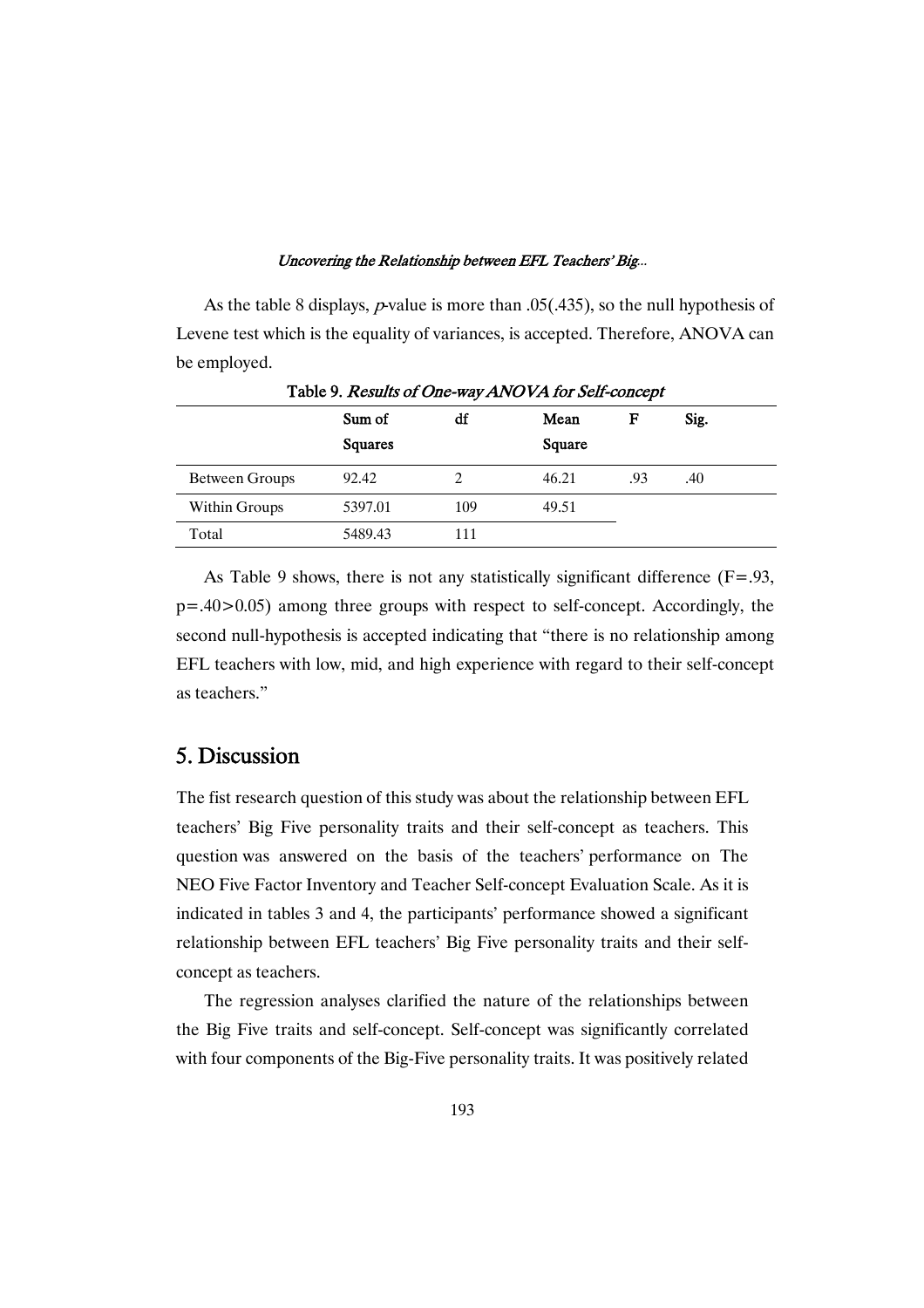As the table 8 displays, *p*-value is more than .05(.435), so the null hypothesis of Levene test which is the equality of variances, is accepted. Therefore, ANOVA can be employed.

Table 9. *Results of One-way ANOVA for Self-concept*

| | Sum of Squares | df | Mean Square | F | Sig. |
|---|---|---|---|---|---|
| Between Groups | 92.42 | 2 | 46.21 | .93 | .40 |
| Within Groups | 5397.01 | 109 | 49.51 | | |
| Total | 5489.43 | 111 | | | |

As Table 9 shows, there is not any statistically significant difference ($F=.93$, $p=.40>0.05$) among three groups with respect to self-concept. Accordingly, the second null-hypothesis is accepted indicating that "there is no relationship among EFL teachers with low, mid, and high experience with regard to their self-concept as teachers."

## 5. Discussion

The fist research question of this study was about the relationship between EFL teachers' Big Five personality traits and their self-concept as teachers. This question was answered on the basis of the teachers' performance on The NEO Five Factor Inventory and Teacher Self-concept Evaluation Scale. As it is indicated in tables 3 and 4, the participants' performance showed a significant relationship between EFL teachers' Big Five personality traits and their self-concept as teachers.

The regression analyses clarified the nature of the relationships between the Big Five traits and self-concept. Self-concept was significantly correlated with four components of the Big-Five personality traits. It was positively related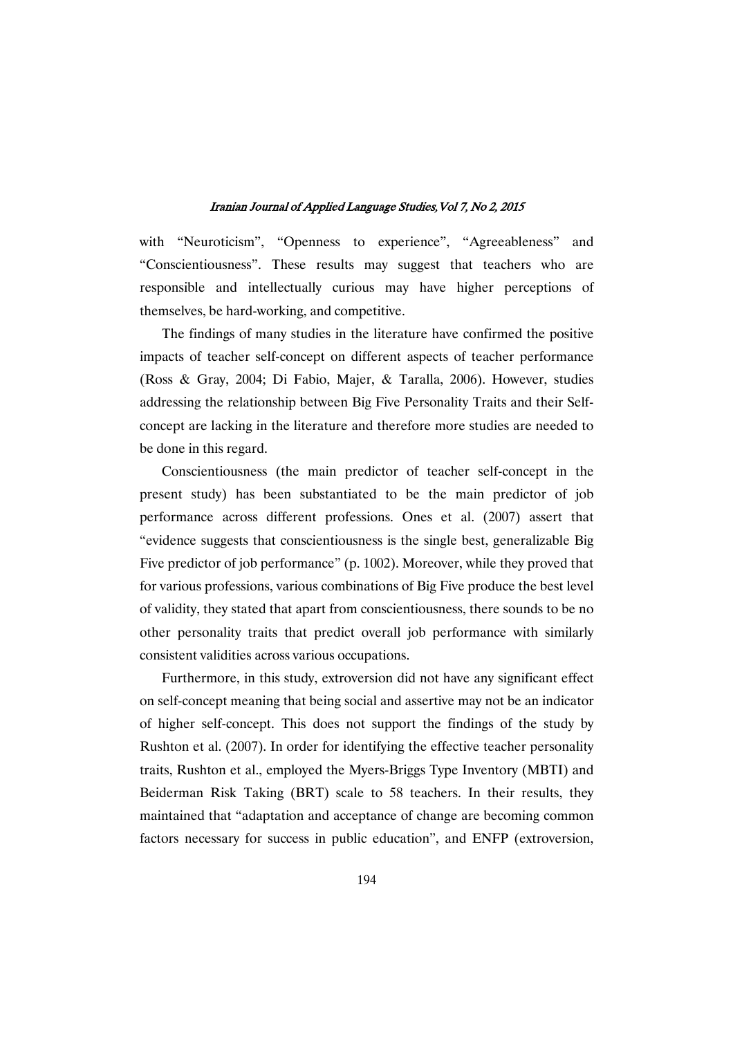with "Neuroticism", "Openness to experience", "Agreeableness" and "Conscientiousness". These results may suggest that teachers who are responsible and intellectually curious may have higher perceptions of themselves, be hard-working, and competitive.

The findings of many studies in the literature have confirmed the positive impacts of teacher self-concept on different aspects of teacher performance (Ross & Gray, 2004; Di Fabio, Majer, & Taralla, 2006). However, studies addressing the relationship between Big Five Personality Traits and their Self-concept are lacking in the literature and therefore more studies are needed to be done in this regard.

Conscientiousness (the main predictor of teacher self-concept in the present study) has been substantiated to be the main predictor of job performance across different professions. Ones et al. (2007) assert that "evidence suggests that conscientiousness is the single best, generalizable Big Five predictor of job performance" (p. 1002). Moreover, while they proved that for various professions, various combinations of Big Five produce the best level of validity, they stated that apart from conscientiousness, there sounds to be no other personality traits that predict overall job performance with similarly consistent validities across various occupations.

Furthermore, in this study, extroversion did not have any significant effect on self-concept meaning that being social and assertive may not be an indicator of higher self-concept. This does not support the findings of the study by Rushton et al. (2007). In order for identifying the effective teacher personality traits, Rushton et al., employed the Myers-Briggs Type Inventory (MBTI) and Beiderman Risk Taking (BRT) scale to 58 teachers. In their results, they maintained that "adaptation and acceptance of change are becoming common factors necessary for success in public education", and ENFP (extroversion,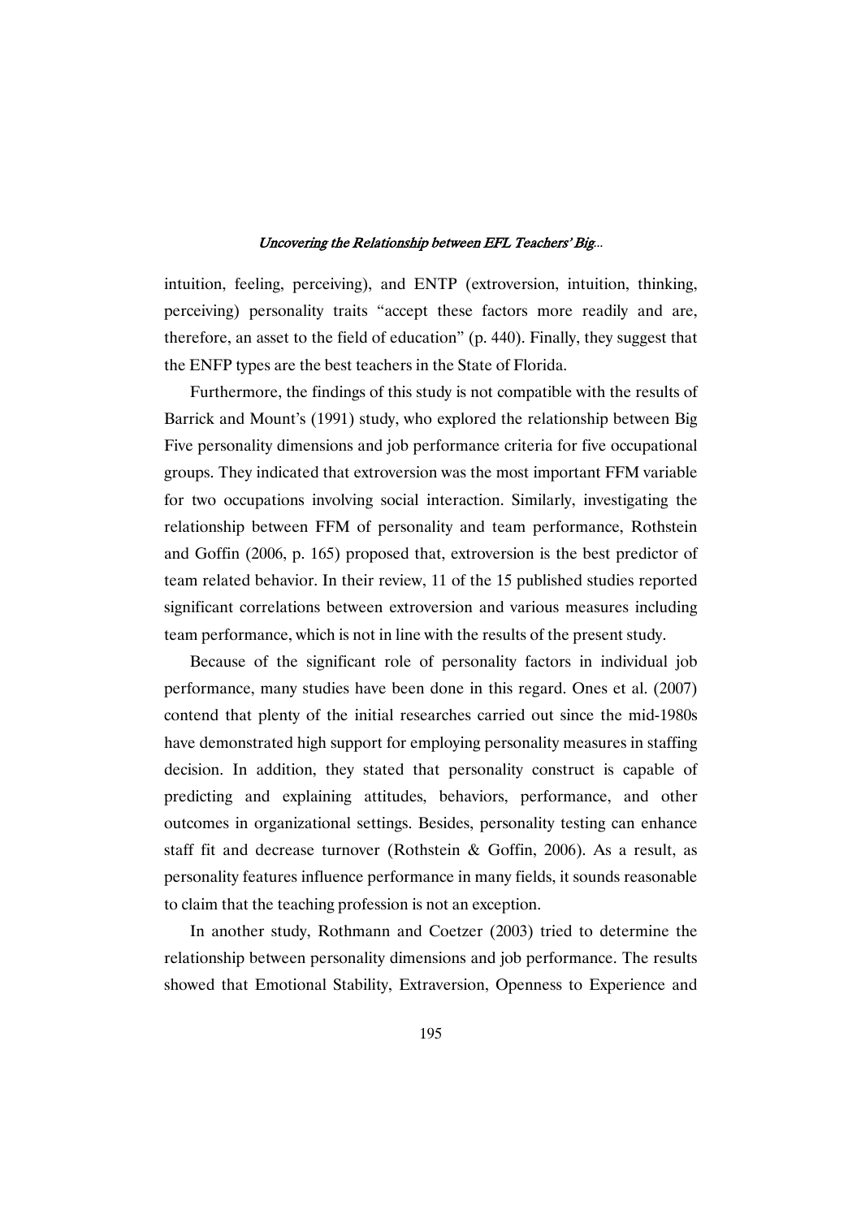intuition, feeling, perceiving), and ENTP (extroversion, intuition, thinking, perceiving) personality traits "accept these factors more readily and are, therefore, an asset to the field of education" (p. 440). Finally, they suggest that the ENFP types are the best teachers in the State of Florida.

Furthermore, the findings of this study is not compatible with the results of Barrick and Mount's (1991) study, who explored the relationship between Big Five personality dimensions and job performance criteria for five occupational groups. They indicated that extroversion was the most important FFM variable for two occupations involving social interaction. Similarly, investigating the relationship between FFM of personality and team performance, Rothstein and Goffin (2006, p. 165) proposed that, extroversion is the best predictor of team related behavior. In their review, 11 of the 15 published studies reported significant correlations between extroversion and various measures including team performance, which is not in line with the results of the present study.

Because of the significant role of personality factors in individual job performance, many studies have been done in this regard. Ones et al. (2007) contend that plenty of the initial researches carried out since the mid-1980s have demonstrated high support for employing personality measures in staffing decision. In addition, they stated that personality construct is capable of predicting and explaining attitudes, behaviors, performance, and other outcomes in organizational settings. Besides, personality testing can enhance staff fit and decrease turnover (Rothstein & Goffin, 2006). As a result, as personality features influence performance in many fields, it sounds reasonable to claim that the teaching profession is not an exception.

In another study, Rothmann and Coetzer (2003) tried to determine the relationship between personality dimensions and job performance. The results showed that Emotional Stability, Extraversion, Openness to Experience and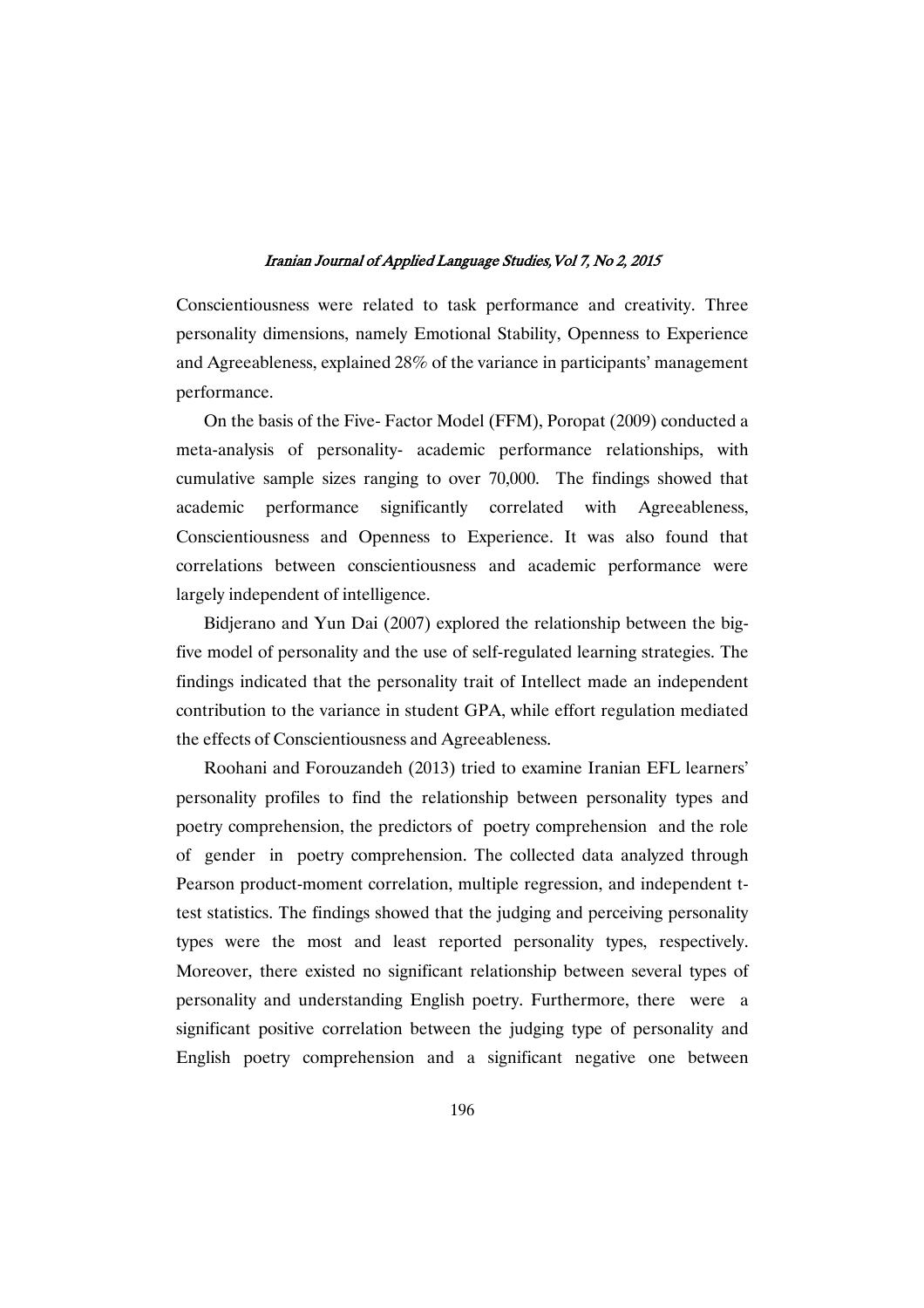Conscientiousness were related to task performance and creativity. Three personality dimensions, namely Emotional Stability, Openness to Experience and Agreeableness, explained 28% of the variance in participants' management performance.

On the basis of the Five- Factor Model (FFM), Poropat (2009) conducted a meta-analysis of personality- academic performance relationships, with cumulative sample sizes ranging to over 70,000. The findings showed that academic performance significantly correlated with Agreeableness, Conscientiousness and Openness to Experience. It was also found that correlations between conscientiousness and academic performance were largely independent of intelligence.

Bidjerano and Yun Dai (2007) explored the relationship between the big-five model of personality and the use of self-regulated learning strategies. The findings indicated that the personality trait of Intellect made an independent contribution to the variance in student GPA, while effort regulation mediated the effects of Conscientiousness and Agreeableness.

Roohani and Forouzandeh (2013) tried to examine Iranian EFL learners' personality profiles to find the relationship between personality types and poetry comprehension, the predictors of poetry comprehension and the role of gender in poetry comprehension. The collected data analyzed through Pearson product-moment correlation, multiple regression, and independent t-test statistics. The findings showed that the judging and perceiving personality types were the most and least reported personality types, respectively. Moreover, there existed no significant relationship between several types of personality and understanding English poetry. Furthermore, there were a significant positive correlation between the judging type of personality and English poetry comprehension and a significant negative one between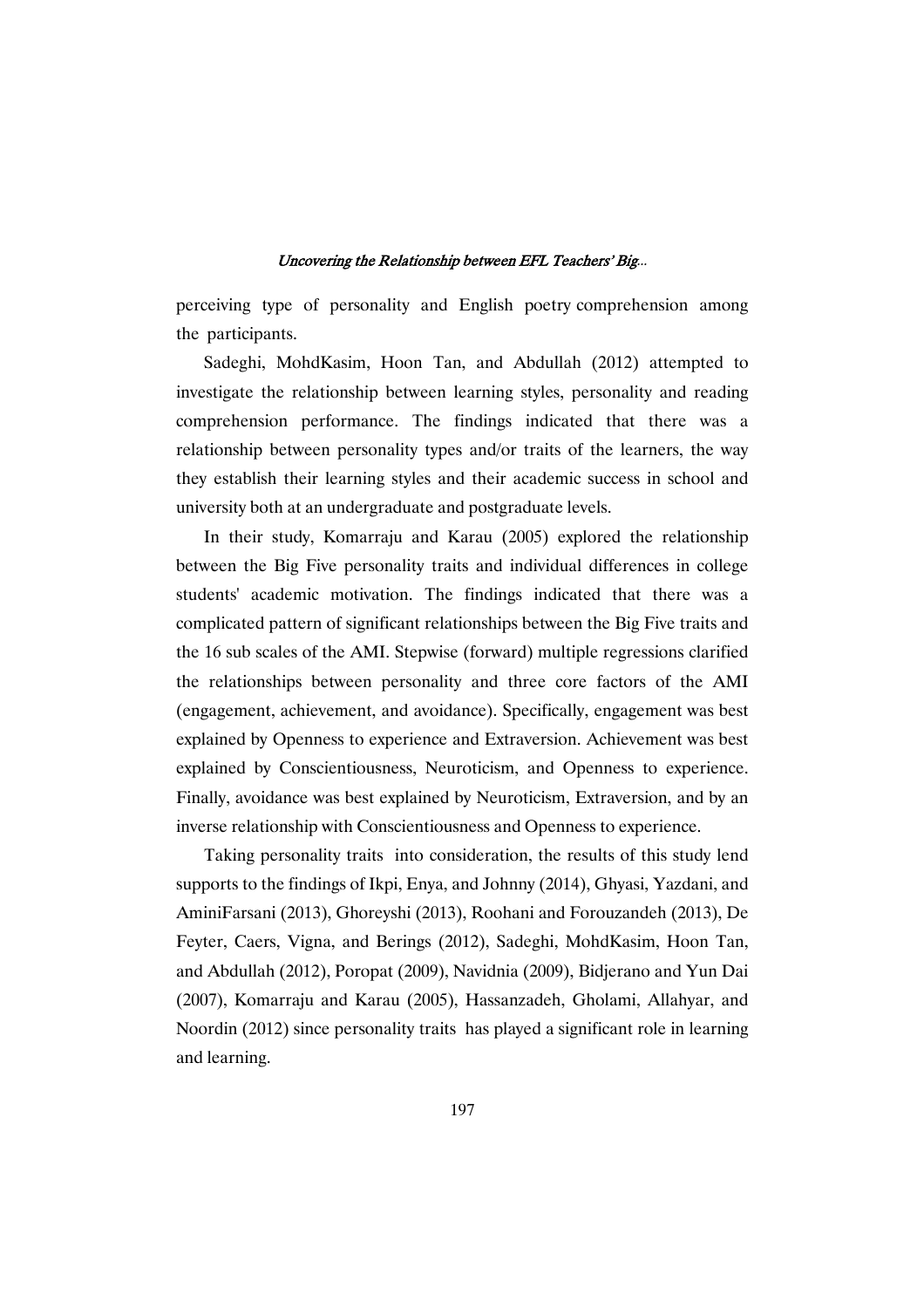perceiving type of personality and English poetry comprehension among the participants.

Sadeghi, MohdKasim, Hoon Tan, and Abdullah (2012) attempted to investigate the relationship between learning styles, personality and reading comprehension performance. The findings indicated that there was a relationship between personality types and/or traits of the learners, the way they establish their learning styles and their academic success in school and university both at an undergraduate and postgraduate levels.

In their study, Komarraju and Karau (2005) explored the relationship between the Big Five personality traits and individual differences in college students' academic motivation. The findings indicated that there was a complicated pattern of significant relationships between the Big Five traits and the 16 sub scales of the AMI. Stepwise (forward) multiple regressions clarified the relationships between personality and three core factors of the AMI (engagement, achievement, and avoidance). Specifically, engagement was best explained by Openness to experience and Extraversion. Achievement was best explained by Conscientiousness, Neuroticism, and Openness to experience. Finally, avoidance was best explained by Neuroticism, Extraversion, and by an inverse relationship with Conscientiousness and Openness to experience.

Taking personality traits into consideration, the results of this study lend supports to the findings of Ikpi, Enya, and Johnny (2014), Ghyasi, Yazdani, and AminiFarsani (2013), Ghoreyshi (2013), Roohani and Forouzandeh (2013), De Feyter, Caers, Vigna, and Berings (2012), Sadeghi, MohdKasim, Hoon Tan, and Abdullah (2012), Poropat (2009), Navidnia (2009), Bidjerano and Yun Dai (2007), Komarraju and Karau (2005), Hassanzadeh, Gholami, Allahyar, and Noordin (2012) since personality traits has played a significant role in learning and learning.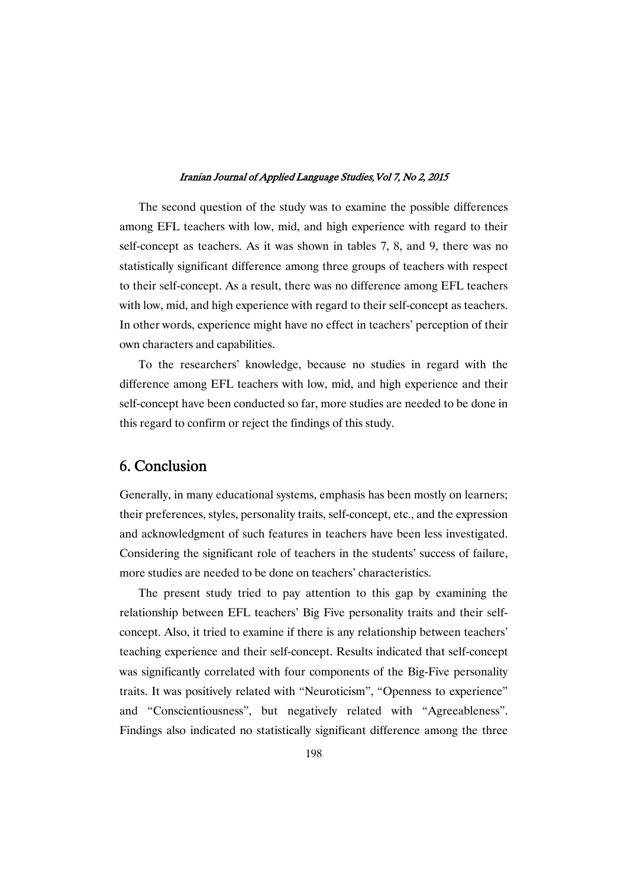The second question of the study was to examine the possible differences among EFL teachers with low, mid, and high experience with regard to their self-concept as teachers. As it was shown in tables 7, 8, and 9, there was no statistically significant difference among three groups of teachers with respect to their self-concept. As a result, there was no difference among EFL teachers with low, mid, and high experience with regard to their self-concept as teachers. In other words, experience might have no effect in teachers' perception of their own characters and capabilities.

To the researchers' knowledge, because no studies in regard with the difference among EFL teachers with low, mid, and high experience and their self-concept have been conducted so far, more studies are needed to be done in this regard to confirm or reject the findings of this study.

## 6. Conclusion

Generally, in many educational systems, emphasis has been mostly on learners; their preferences, styles, personality traits, self-concept, etc., and the expression and acknowledgment of such features in teachers have been less investigated. Considering the significant role of teachers in the students' success of failure, more studies are needed to be done on teachers' characteristics.

The present study tried to pay attention to this gap by examining the relationship between EFL teachers' Big Five personality traits and their self-concept. Also, it tried to examine if there is any relationship between teachers' teaching experience and their self-concept. Results indicated that self-concept was significantly correlated with four components of the Big-Five personality traits. It was positively related with "Neuroticism", "Openness to experience" and "Conscientiousness", but negatively related with "Agreeableness". Findings also indicated no statistically significant difference among the three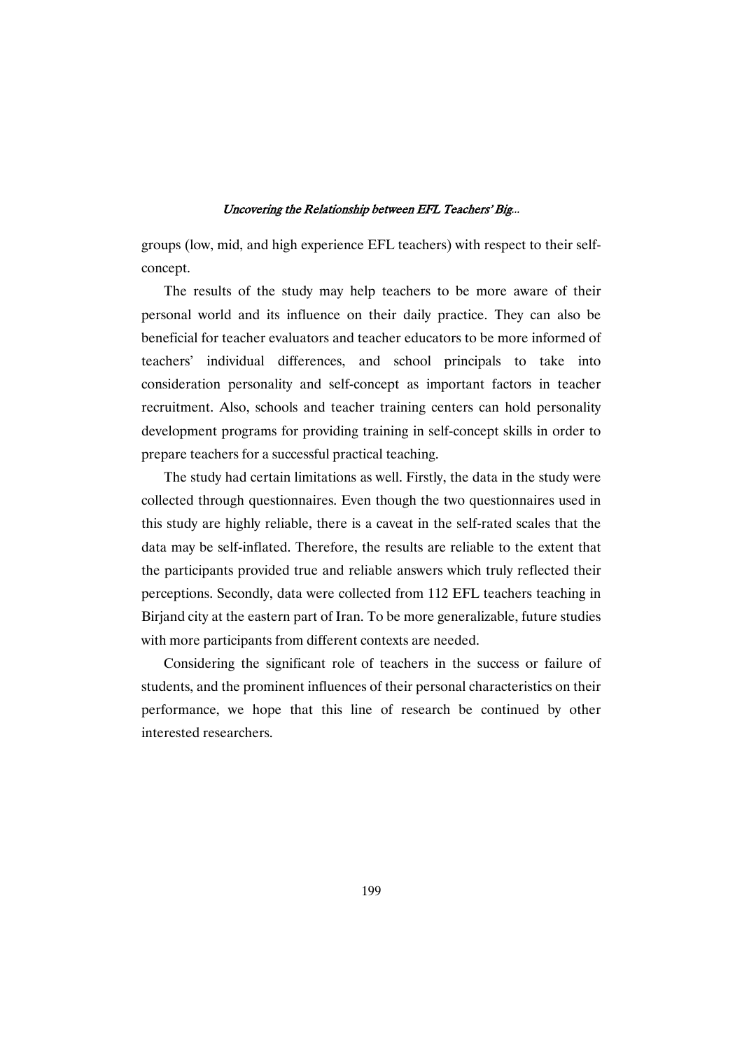groups (low, mid, and high experience EFL teachers) with respect to their self-concept.

The results of the study may help teachers to be more aware of their personal world and its influence on their daily practice. They can also be beneficial for teacher evaluators and teacher educators to be more informed of teachers' individual differences, and school principals to take into consideration personality and self-concept as important factors in teacher recruitment. Also, schools and teacher training centers can hold personality development programs for providing training in self-concept skills in order to prepare teachers for a successful practical teaching.

The study had certain limitations as well. Firstly, the data in the study were collected through questionnaires. Even though the two questionnaires used in this study are highly reliable, there is a caveat in the self-rated scales that the data may be self-inflated. Therefore, the results are reliable to the extent that the participants provided true and reliable answers which truly reflected their perceptions. Secondly, data were collected from 112 EFL teachers teaching in Birjand city at the eastern part of Iran. To be more generalizable, future studies with more participants from different contexts are needed.

Considering the significant role of teachers in the success or failure of students, and the prominent influences of their personal characteristics on their performance, we hope that this line of research be continued by other interested researchers.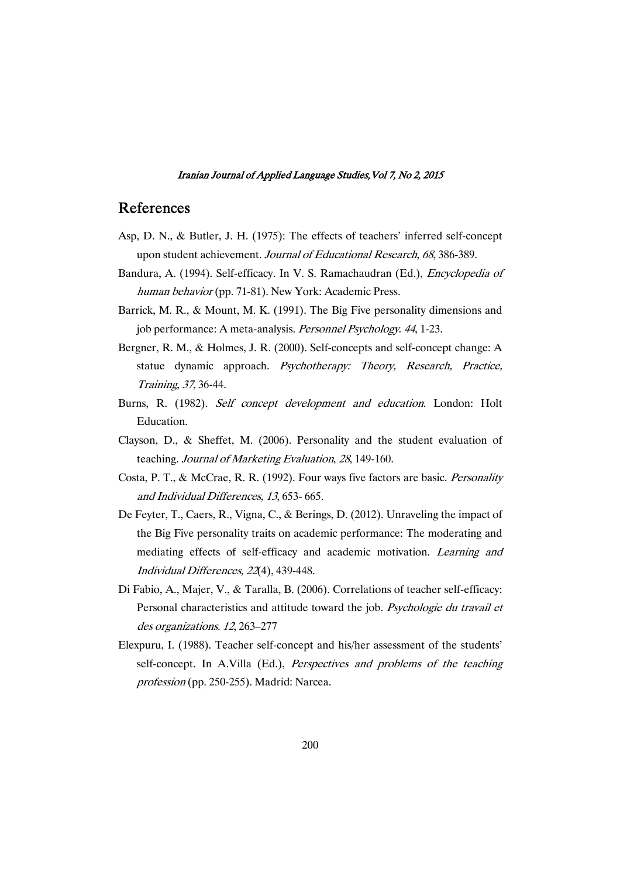## References

Asp, D. N., & Butler, J. H. (1975): The effects of teachers' inferred self-concept upon student achievement. *Journal of Educational Research*, *68*, 386-389.

Bandura, A. (1994). Self-efficacy. In V. S. Ramachaudran (Ed.), *Encyclopedia of human behavior* (pp. 71-81). New York: Academic Press.

Barrick, M. R., & Mount, M. K. (1991). The Big Five personality dimensions and job performance: A meta-analysis. *Personnel Psychology*. *44*, 1-23.

Bergner, R. M., & Holmes, J. R. (2000). Self-concepts and self-concept change: A statue dynamic approach. *Psychotherapy: Theory, Research, Practice, Training*, *37*, 36-44.

Burns, R. (1982). *Self concept development and education*. London: Holt Education.

Clayson, D., & Sheffet, M. (2006). Personality and the student evaluation of teaching. *Journal of Marketing Evaluation*, *28*, 149-160.

Costa, P. T., & McCrae, R. R. (1992). Four ways five factors are basic. *Personality and Individual Differences, 13*, 653- 665.

De Feyter, T., Caers, R., Vigna, C., & Berings, D. (2012). Unraveling the impact of the Big Five personality traits on academic performance: The moderating and mediating effects of self-efficacy and academic motivation. *Learning and Individual Differences, 22*(4), 439-448.

Di Fabio, A., Majer, V., & Taralla, B. (2006). Correlations of teacher self-efficacy: Personal characteristics and attitude toward the job. *Psychologie du travail et des organizations. 12*, 263–277

Elexpuru, I. (1988). Teacher self-concept and his/her assessment of the students' self-concept. In A.Villa (Ed.), *Perspectives and problems of the teaching profession* (pp. 250-255). Madrid: Narcea.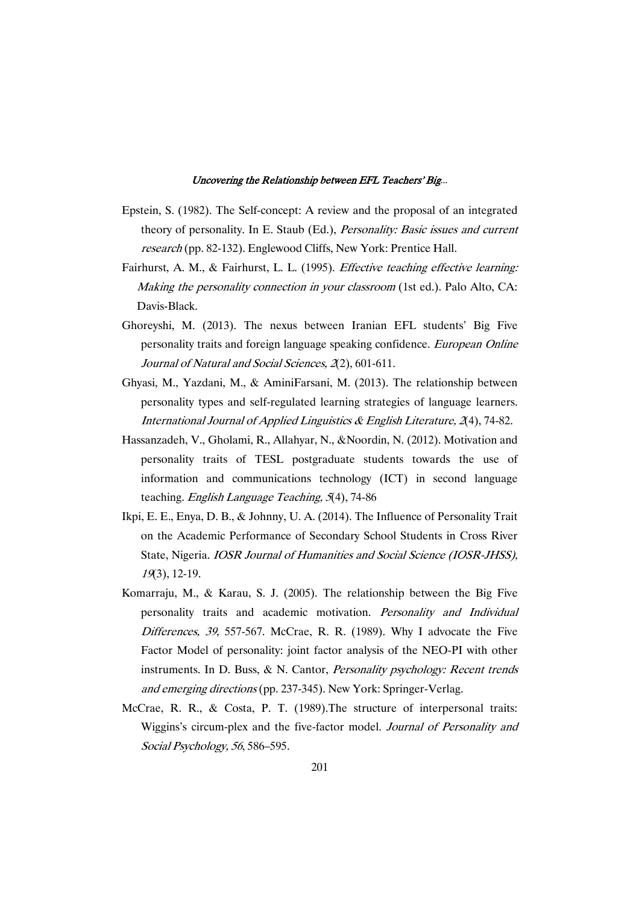Epstein, S. (1982). The Self-concept: A review and the proposal of an integrated theory of personality. In E. Staub (Ed.), *Personality: Basic issues and current research* (pp. 82-132). Englewood Cliffs, New York: Prentice Hall.

Fairhurst, A. M., & Fairhurst, L. L. (1995). *Effective teaching effective learning: Making the personality connection in your classroom* (1st ed.). Palo Alto, CA: Davis-Black.

Ghoreyshi, M. (2013). The nexus between Iranian EFL students' Big Five personality traits and foreign language speaking confidence. *European Online Journal of Natural and Social Sciences, 2*(2), 601-611.

Ghyasi, M., Yazdani, M., & AminiFarsani, M. (2013). The relationship between personality types and self-regulated learning strategies of language learners. *International Journal of Applied Linguistics & English Literature, 2*(4), 74-82.

Hassanzadeh, V., Gholami, R., Allahyar, N., &Noordin, N. (2012). Motivation and personality traits of TESL postgraduate students towards the use of information and communications technology (ICT) in second language teaching. *English Language Teaching, 5*(4), 74-86

Ikpi, E. E., Enya, D. B., & Johnny, U. A. (2014). The Influence of Personality Trait on the Academic Performance of Secondary School Students in Cross River State, Nigeria. *IOSR Journal of Humanities and Social Science (IOSR-JHSS), 19*(3), 12-19.

Komarraju, M., & Karau, S. J. (2005). The relationship between the Big Five personality traits and academic motivation. *Personality and Individual Differences, 39*, 557-567. McCrae, R. R. (1989). Why I advocate the Five Factor Model of personality: joint factor analysis of the NEO-PI with other instruments. In D. Buss, & N. Cantor, *Personality psychology: Recent trends and emerging directions* (pp. 237-345). New York: Springer-Verlag.

McCrae, R. R., & Costa, P. T. (1989).The structure of interpersonal traits: Wiggins's circum-plex and the five-factor model. *Journal of Personality and Social Psychology, 56*, 586–595.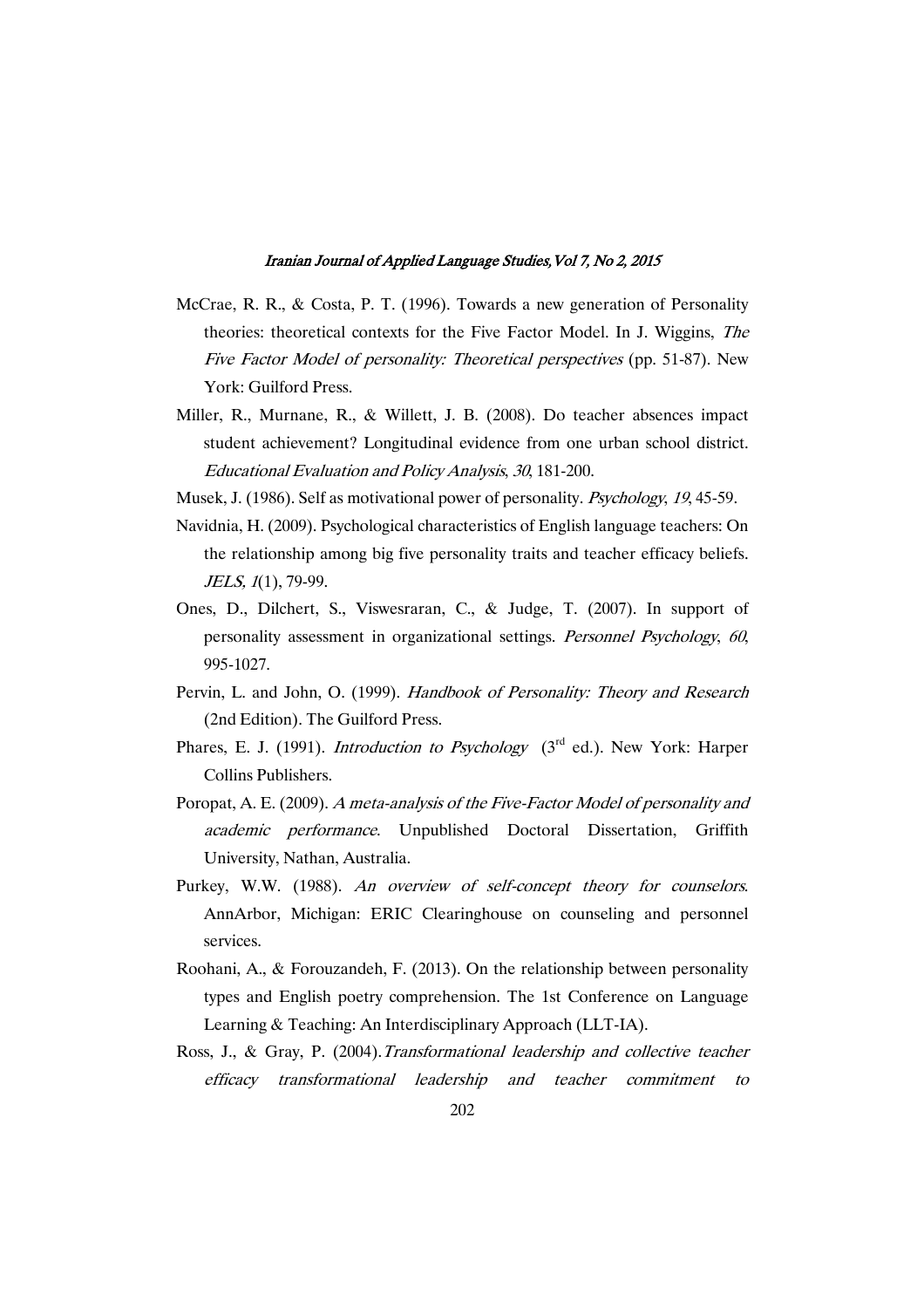McCrae, R. R., & Costa, P. T. (1996). Towards a new generation of Personality theories: theoretical contexts for the Five Factor Model. In J. Wiggins, *The Five Factor Model of personality: Theoretical perspectives* (pp. 51-87). New York: Guilford Press.

Miller, R., Murnane, R., & Willett, J. B. (2008). Do teacher absences impact student achievement? Longitudinal evidence from one urban school district. *Educational Evaluation and Policy Analysis*, *30*, 181-200.

Musek, J. (1986). Self as motivational power of personality. *Psychology*, *19*, 45-59.

Navidnia, H. (2009). Psychological characteristics of English language teachers: On the relationship among big five personality traits and teacher efficacy beliefs. *JELS, 1*(1), 79-99.

Ones, D., Dilchert, S., Viswesraran, C., & Judge, T. (2007). In support of personality assessment in organizational settings. *Personnel Psychology*, *60*, 995-1027.

Pervin, L. and John, O. (1999). *Handbook of Personality: Theory and Research* (2nd Edition). The Guilford Press.

Phares, E. J. (1991). *Introduction to Psychology* (3rd ed.). New York: Harper Collins Publishers.

Poropat, A. E. (2009). *A meta-analysis of the Five-Factor Model of personality and academic performance*. Unpublished Doctoral Dissertation, Griffith University, Nathan, Australia.

Purkey, W.W. (1988). *An overview of self-concept theory for counselors*. AnnArbor, Michigan: ERIC Clearinghouse on counseling and personnel services.

Roohani, A., & Forouzandeh, F. (2013). On the relationship between personality types and English poetry comprehension. The 1st Conference on Language Learning & Teaching: An Interdisciplinary Approach (LLT-IA).

Ross, J., & Gray, P. (2004).*Transformational leadership and collective teacher efficacy transformational leadership and teacher commitment to*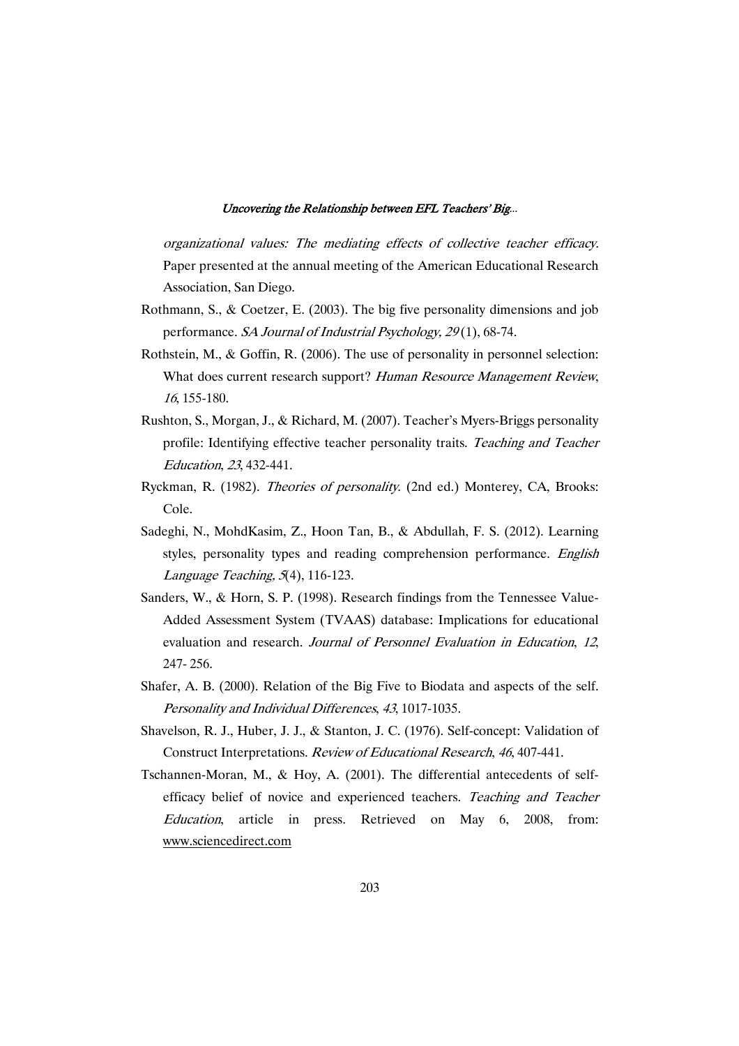*organizational values: The mediating effects of collective teacher efficacy.* Paper presented at the annual meeting of the American Educational Research Association, San Diego.

Rothmann, S., & Coetzer, E. (2003). The big five personality dimensions and job performance. *SA Journal of Industrial Psychology, 29* (1), 68-74.

Rothstein, M., & Goffin, R. (2006). The use of personality in personnel selection: What does current research support? *Human Resource Management Review*, *16*, 155-180.

Rushton, S., Morgan, J., & Richard, M. (2007). Teacher's Myers-Briggs personality profile: Identifying effective teacher personality traits. *Teaching and Teacher Education*, *23*, 432-441.

Ryckman, R. (1982). *Theories of personality.* (2nd ed.) Monterey, CA, Brooks: Cole.

Sadeghi, N., MohdKasim, Z., Hoon Tan, B., & Abdullah, F. S. (2012). Learning styles, personality types and reading comprehension performance. *English Language Teaching, 5*(4), 116-123.

Sanders, W., & Horn, S. P. (1998). Research findings from the Tennessee Value-Added Assessment System (TVAAS) database: Implications for educational evaluation and research. *Journal of Personnel Evaluation in Education*, *12*, 247- 256.

Shafer, A. B. (2000). Relation of the Big Five to Biodata and aspects of the self. *Personality and Individual Differences*, *43*, 1017-1035.

Shavelson, R. J., Huber, J. J., & Stanton, J. C. (1976). Self-concept: Validation of Construct Interpretations. *Review of Educational Research*, *46*, 407-441.

Tschannen-Moran, M., & Hoy, A. (2001). The differential antecedents of self-efficacy belief of novice and experienced teachers. *Teaching and Teacher Education*, article in press. Retrieved on May 6, 2008, from: www.sciencedirect.com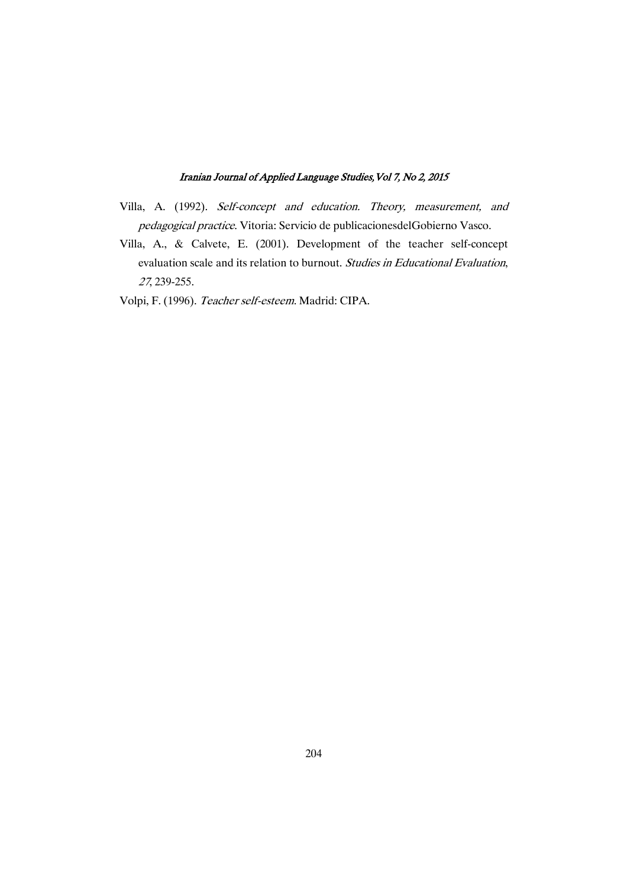Villa, A. (1992). *Self-concept and education. Theory, measurement, and pedagogical practice*. Vitoria: Servicio de publicacionesdelGobierno Vasco.

Villa, A., & Calvete, E. (2001). Development of the teacher self-concept evaluation scale and its relation to burnout. *Studies in Educational Evaluation*, *27*, 239-255.

Volpi, F. (1996). *Teacher self-esteem*. Madrid: CIPA.